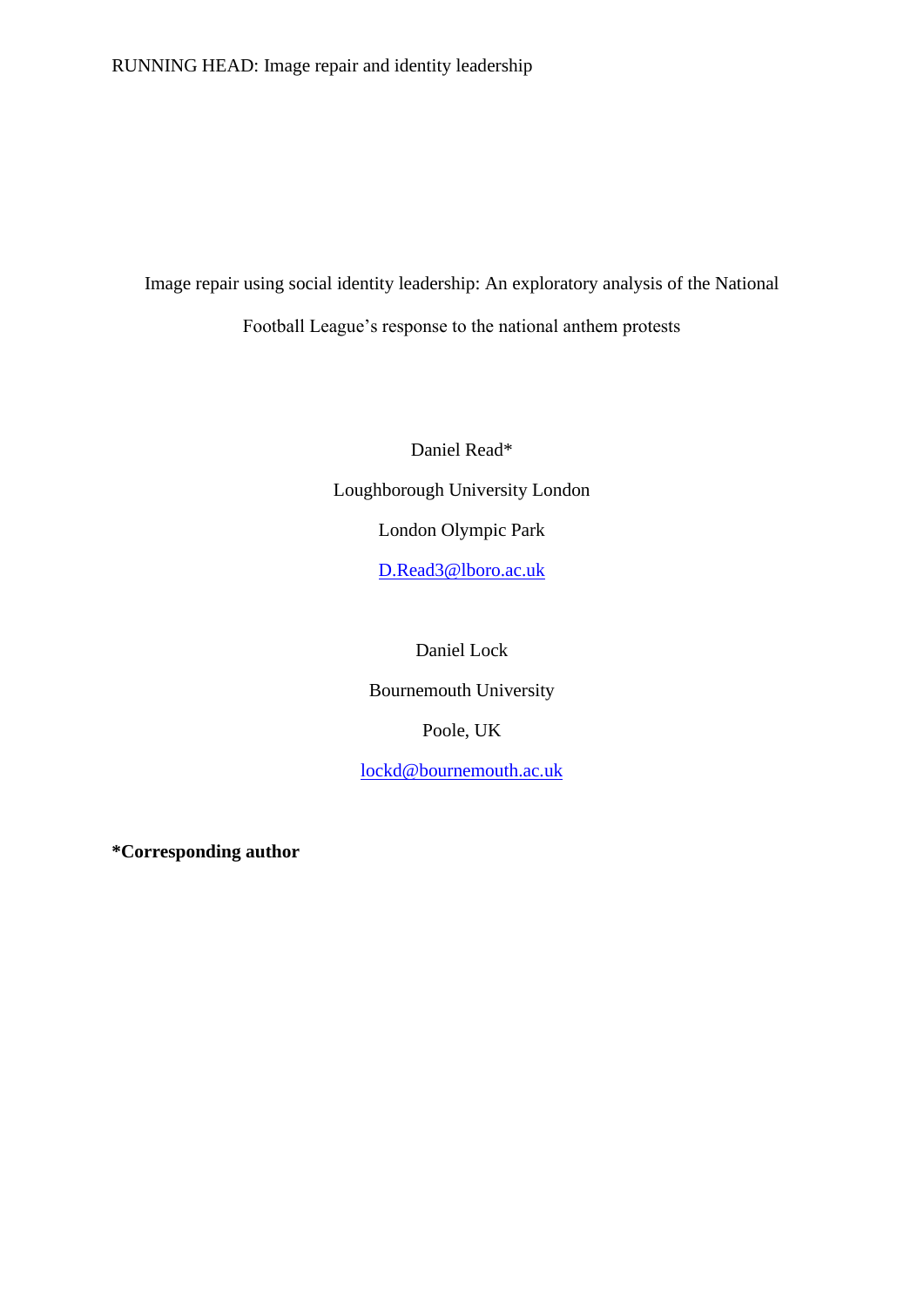# Image repair using social identity leadership: An exploratory analysis of the National Football League's response to the national anthem protests

Daniel Read*

Loughborough University London

London Olympic Park

D.Read3@lboro.ac.uk

Daniel Lock

Bournemouth University

Poole, UK

lockd@bournemouth.ac.uk

**\*Corresponding author**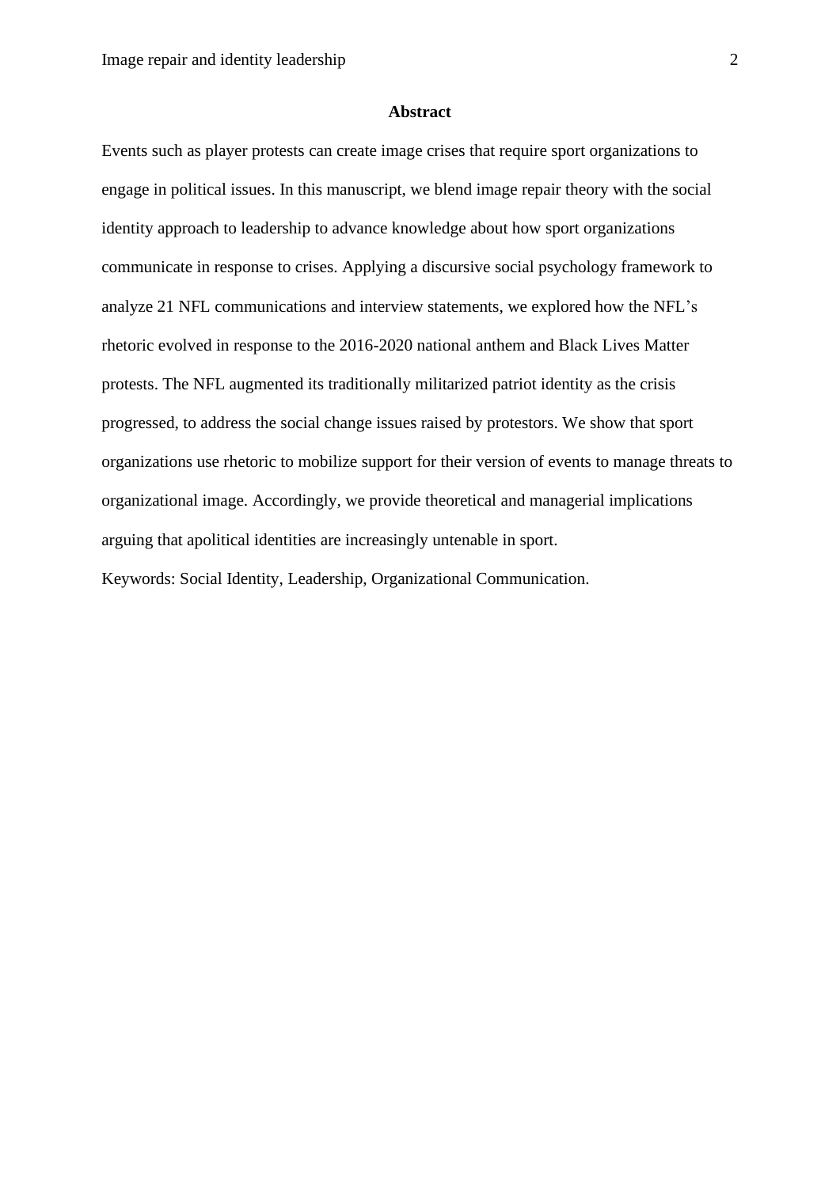## Abstract

Events such as player protests can create image crises that require sport organizations to engage in political issues. In this manuscript, we blend image repair theory with the social identity approach to leadership to advance knowledge about how sport organizations communicate in response to crises. Applying a discursive social psychology framework to analyze 21 NFL communications and interview statements, we explored how the NFL's rhetoric evolved in response to the 2016-2020 national anthem and Black Lives Matter protests. The NFL augmented its traditionally militarized patriot identity as the crisis progressed, to address the social change issues raised by protestors. We show that sport organizations use rhetoric to mobilize support for their version of events to manage threats to organizational image. Accordingly, we provide theoretical and managerial implications arguing that apolitical identities are increasingly untenable in sport.

Keywords: Social Identity, Leadership, Organizational Communication.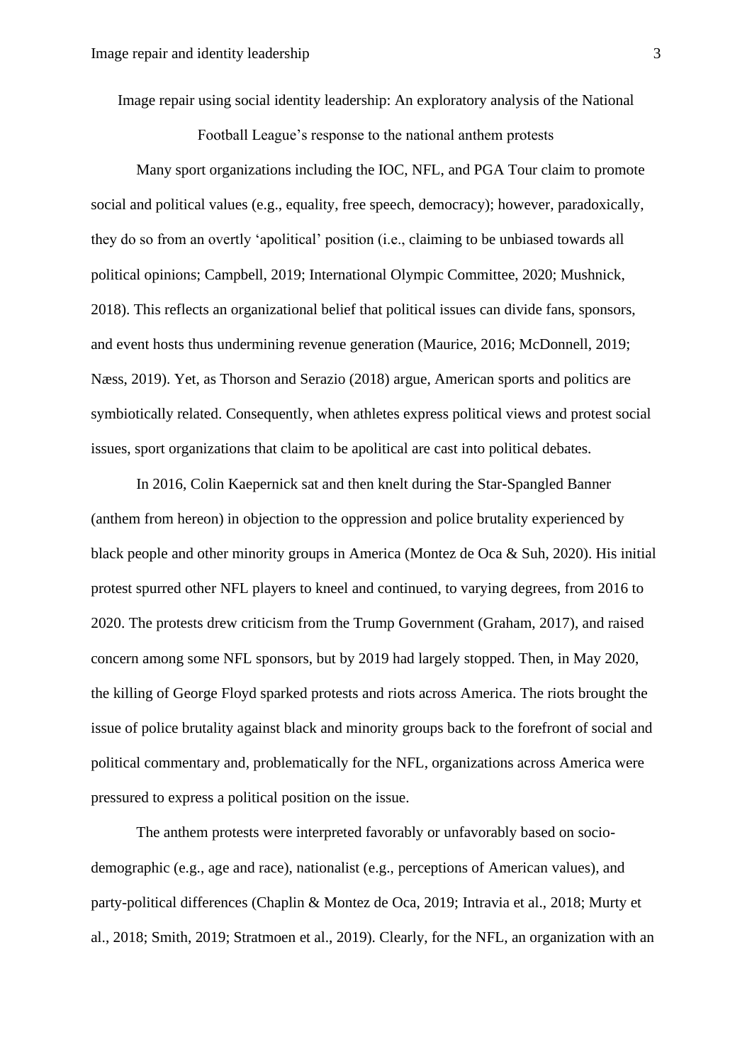# Image repair using social identity leadership: An exploratory analysis of the National Football League's response to the national anthem protests

Many sport organizations including the IOC, NFL, and PGA Tour claim to promote social and political values (e.g., equality, free speech, democracy); however, paradoxically, they do so from an overtly 'apolitical' position (i.e., claiming to be unbiased towards all political opinions; Campbell, 2019; International Olympic Committee, 2020; Mushnick, 2018). This reflects an organizational belief that political issues can divide fans, sponsors, and event hosts thus undermining revenue generation (Maurice, 2016; McDonnell, 2019; Næss, 2019). Yet, as Thorson and Serazio (2018) argue, American sports and politics are symbiotically related. Consequently, when athletes express political views and protest social issues, sport organizations that claim to be apolitical are cast into political debates.

In 2016, Colin Kaepernick sat and then knelt during the Star-Spangled Banner (anthem from hereon) in objection to the oppression and police brutality experienced by black people and other minority groups in America (Montez de Oca & Suh, 2020). His initial protest spurred other NFL players to kneel and continued, to varying degrees, from 2016 to 2020. The protests drew criticism from the Trump Government (Graham, 2017), and raised concern among some NFL sponsors, but by 2019 had largely stopped. Then, in May 2020, the killing of George Floyd sparked protests and riots across America. The riots brought the issue of police brutality against black and minority groups back to the forefront of social and political commentary and, problematically for the NFL, organizations across America were pressured to express a political position on the issue.

The anthem protests were interpreted favorably or unfavorably based on socio-demographic (e.g., age and race), nationalist (e.g., perceptions of American values), and party-political differences (Chaplin & Montez de Oca, 2019; Intravia et al., 2018; Murty et al., 2018; Smith, 2019; Stratmoen et al., 2019). Clearly, for the NFL, an organization with an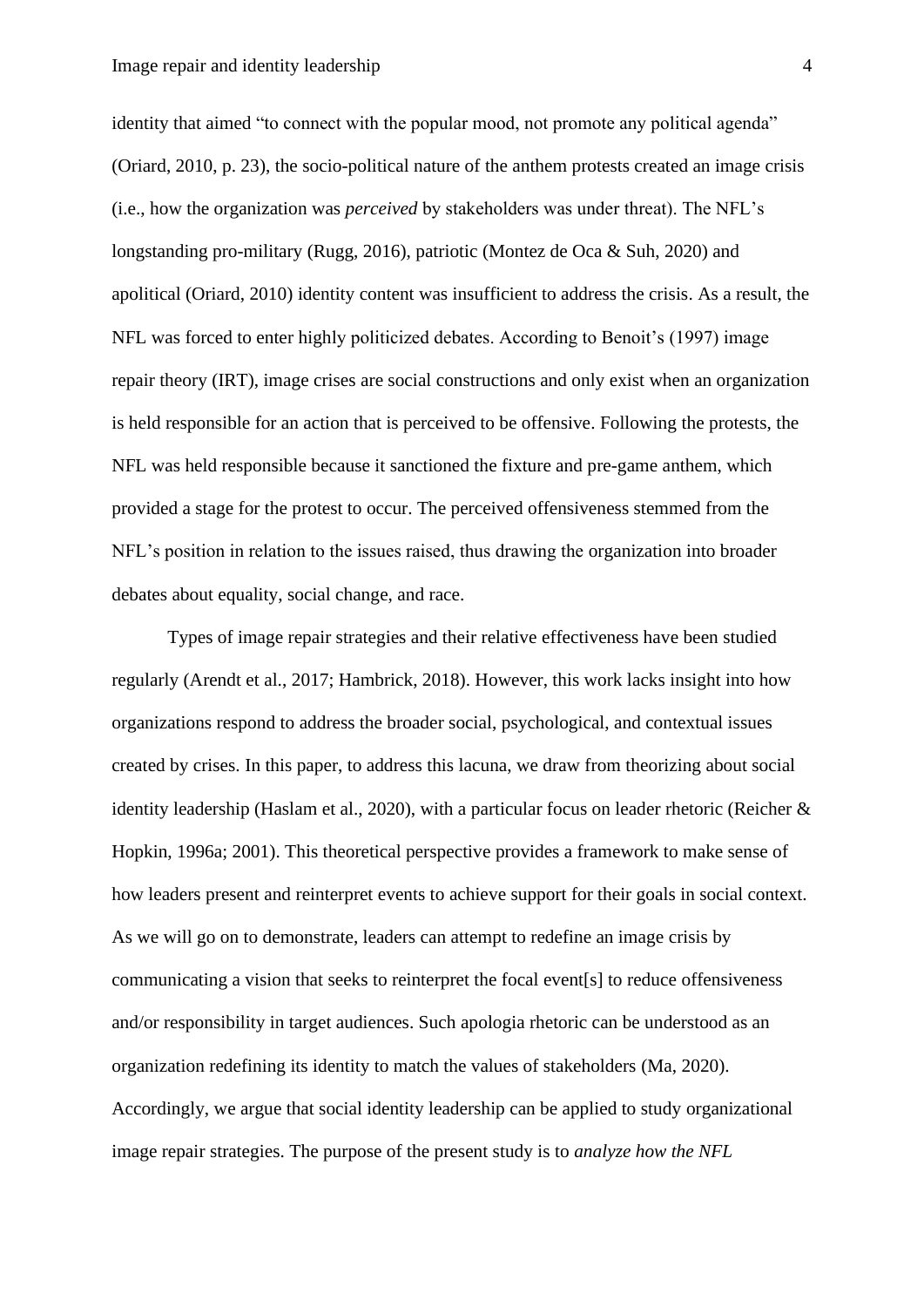identity that aimed "to connect with the popular mood, not promote any political agenda" (Oriard, 2010, p. 23), the socio-political nature of the anthem protests created an image crisis (i.e., how the organization was *perceived* by stakeholders was under threat). The NFL's longstanding pro-military (Rugg, 2016), patriotic (Montez de Oca & Suh, 2020) and apolitical (Oriard, 2010) identity content was insufficient to address the crisis. As a result, the NFL was forced to enter highly politicized debates. According to Benoit's (1997) image repair theory (IRT), image crises are social constructions and only exist when an organization is held responsible for an action that is perceived to be offensive. Following the protests, the NFL was held responsible because it sanctioned the fixture and pre-game anthem, which provided a stage for the protest to occur. The perceived offensiveness stemmed from the NFL's position in relation to the issues raised, thus drawing the organization into broader debates about equality, social change, and race.

Types of image repair strategies and their relative effectiveness have been studied regularly (Arendt et al., 2017; Hambrick, 2018). However, this work lacks insight into how organizations respond to address the broader social, psychological, and contextual issues created by crises. In this paper, to address this lacuna, we draw from theorizing about social identity leadership (Haslam et al., 2020), with a particular focus on leader rhetoric (Reicher & Hopkin, 1996a; 2001). This theoretical perspective provides a framework to make sense of how leaders present and reinterpret events to achieve support for their goals in social context. As we will go on to demonstrate, leaders can attempt to redefine an image crisis by communicating a vision that seeks to reinterpret the focal event[s] to reduce offensiveness and/or responsibility in target audiences. Such apologia rhetoric can be understood as an organization redefining its identity to match the values of stakeholders (Ma, 2020). Accordingly, we argue that social identity leadership can be applied to study organizational image repair strategies. The purpose of the present study is to *analyze how the NFL*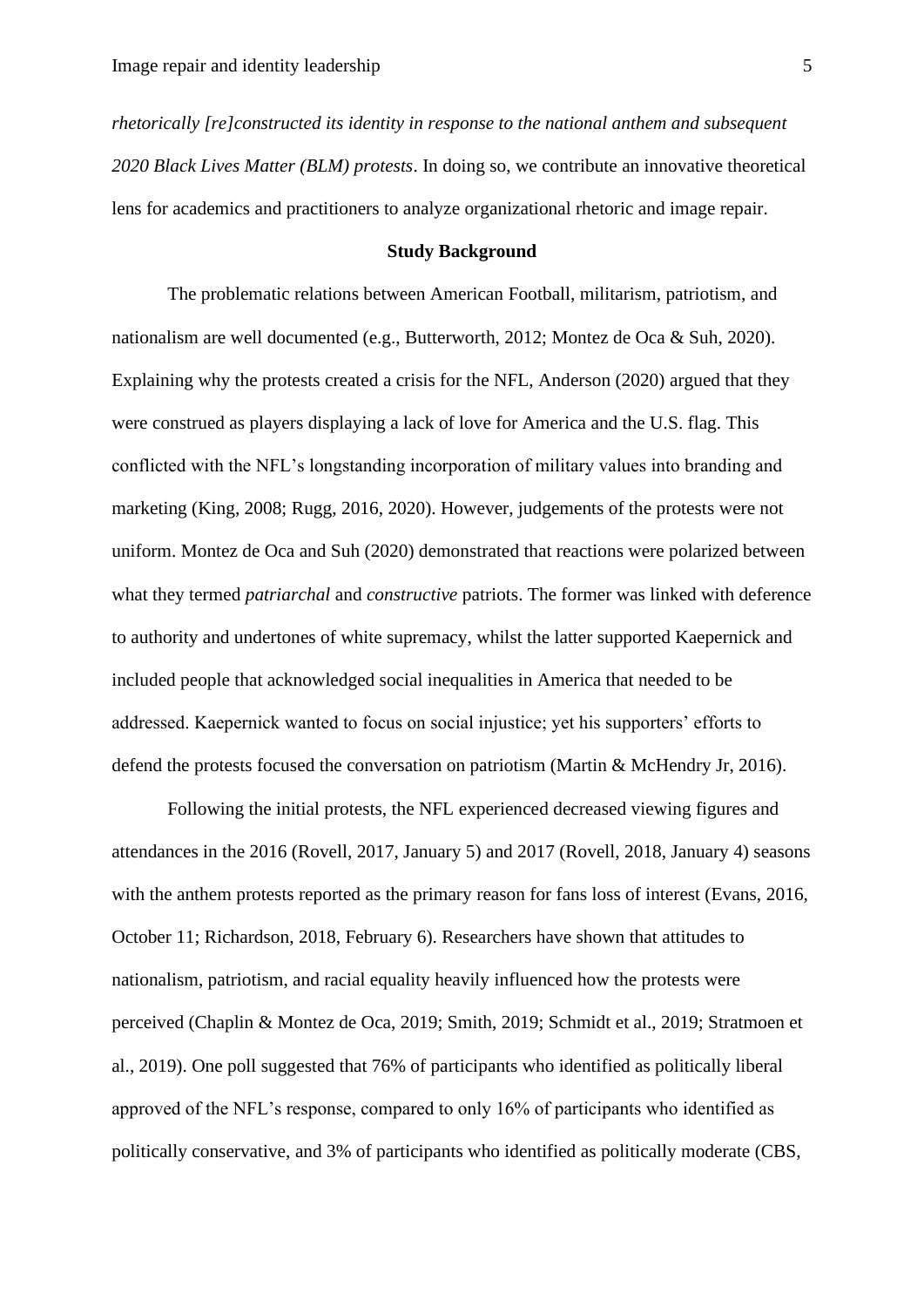*rhetorically [re]constructed its identity in response to the national anthem and subsequent 2020 Black Lives Matter (BLM) protests*. In doing so, we contribute an innovative theoretical lens for academics and practitioners to analyze organizational rhetoric and image repair.

## Study Background

The problematic relations between American Football, militarism, patriotism, and nationalism are well documented (e.g., Butterworth, 2012; Montez de Oca & Suh, 2020). Explaining why the protests created a crisis for the NFL, Anderson (2020) argued that they were construed as players displaying a lack of love for America and the U.S. flag. This conflicted with the NFL's longstanding incorporation of military values into branding and marketing (King, 2008; Rugg, 2016, 2020). However, judgements of the protests were not uniform. Montez de Oca and Suh (2020) demonstrated that reactions were polarized between what they termed *patriarchal* and *constructive* patriots. The former was linked with deference to authority and undertones of white supremacy, whilst the latter supported Kaepernick and included people that acknowledged social inequalities in America that needed to be addressed. Kaepernick wanted to focus on social injustice; yet his supporters' efforts to defend the protests focused the conversation on patriotism (Martin & McHendry Jr, 2016).

Following the initial protests, the NFL experienced decreased viewing figures and attendances in the 2016 (Rovell, 2017, January 5) and 2017 (Rovell, 2018, January 4) seasons with the anthem protests reported as the primary reason for fans loss of interest (Evans, 2016, October 11; Richardson, 2018, February 6). Researchers have shown that attitudes to nationalism, patriotism, and racial equality heavily influenced how the protests were perceived (Chaplin & Montez de Oca, 2019; Smith, 2019; Schmidt et al., 2019; Stratmoen et al., 2019). One poll suggested that 76% of participants who identified as politically liberal approved of the NFL's response, compared to only 16% of participants who identified as politically conservative, and 3% of participants who identified as politically moderate (CBS,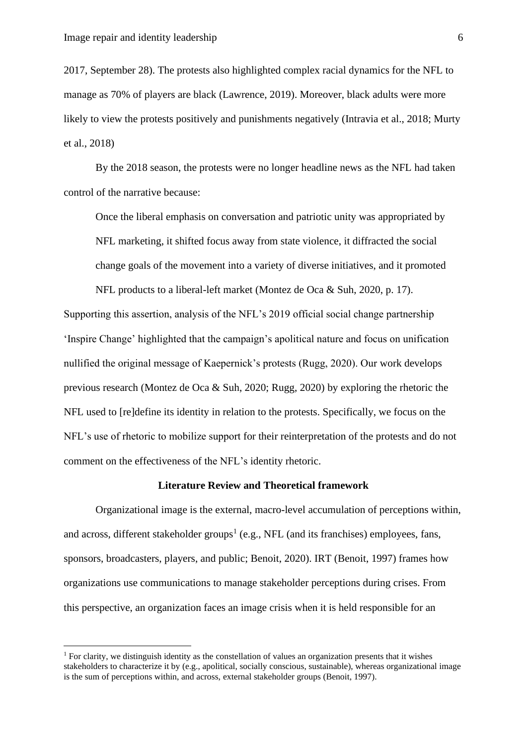2017, September 28). The protests also highlighted complex racial dynamics for the NFL to manage as 70% of players are black (Lawrence, 2019). Moreover, black adults were more likely to view the protests positively and punishments negatively (Intravia et al., 2018; Murty et al., 2018)

By the 2018 season, the protests were no longer headline news as the NFL had taken control of the narrative because:

> Once the liberal emphasis on conversation and patriotic unity was appropriated by NFL marketing, it shifted focus away from state violence, it diffracted the social change goals of the movement into a variety of diverse initiatives, and it promoted NFL products to a liberal-left market (Montez de Oca & Suh, 2020, p. 17).

Supporting this assertion, analysis of the NFL's 2019 official social change partnership 'Inspire Change' highlighted that the campaign's apolitical nature and focus on unification nullified the original message of Kaepernick's protests (Rugg, 2020). Our work develops previous research (Montez de Oca & Suh, 2020; Rugg, 2020) by exploring the rhetoric the NFL used to [re]define its identity in relation to the protests. Specifically, we focus on the NFL's use of rhetoric to mobilize support for their reinterpretation of the protests and do not comment on the effectiveness of the NFL's identity rhetoric.

## Literature Review and Theoretical framework

Organizational image is the external, macro-level accumulation of perceptions within, and across, different stakeholder groups[1] (e.g., NFL (and its franchises) employees, fans, sponsors, broadcasters, players, and public; Benoit, 2020). IRT (Benoit, 1997) frames how organizations use communications to manage stakeholder perceptions during crises. From this perspective, an organization faces an image crisis when it is held responsible for an

[1] For clarity, we distinguish identity as the constellation of values an organization presents that it wishes stakeholders to characterize it by (e.g., apolitical, socially conscious, sustainable), whereas organizational image is the sum of perceptions within, and across, external stakeholder groups (Benoit, 1997).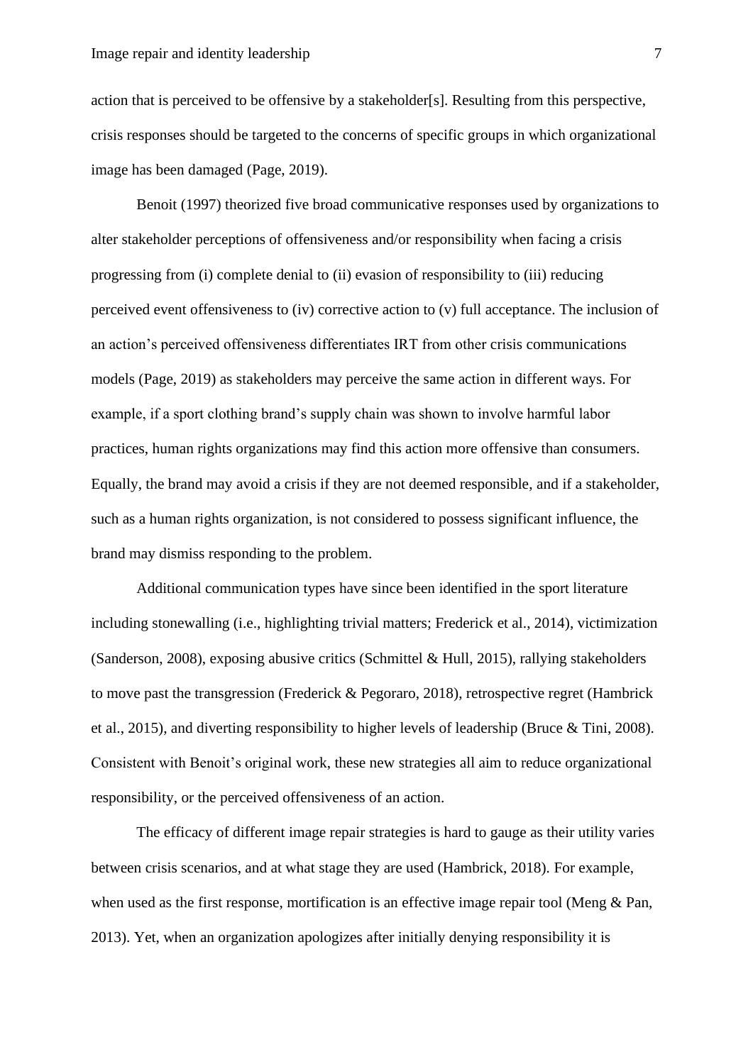action that is perceived to be offensive by a stakeholder[s]. Resulting from this perspective, crisis responses should be targeted to the concerns of specific groups in which organizational image has been damaged (Page, 2019).

Benoit (1997) theorized five broad communicative responses used by organizations to alter stakeholder perceptions of offensiveness and/or responsibility when facing a crisis progressing from (i) complete denial to (ii) evasion of responsibility to (iii) reducing perceived event offensiveness to (iv) corrective action to (v) full acceptance. The inclusion of an action's perceived offensiveness differentiates IRT from other crisis communications models (Page, 2019) as stakeholders may perceive the same action in different ways. For example, if a sport clothing brand's supply chain was shown to involve harmful labor practices, human rights organizations may find this action more offensive than consumers. Equally, the brand may avoid a crisis if they are not deemed responsible, and if a stakeholder, such as a human rights organization, is not considered to possess significant influence, the brand may dismiss responding to the problem.

Additional communication types have since been identified in the sport literature including stonewalling (i.e., highlighting trivial matters; Frederick et al., 2014), victimization (Sanderson, 2008), exposing abusive critics (Schmittel & Hull, 2015), rallying stakeholders to move past the transgression (Frederick & Pegoraro, 2018), retrospective regret (Hambrick et al., 2015), and diverting responsibility to higher levels of leadership (Bruce & Tini, 2008). Consistent with Benoit's original work, these new strategies all aim to reduce organizational responsibility, or the perceived offensiveness of an action.

The efficacy of different image repair strategies is hard to gauge as their utility varies between crisis scenarios, and at what stage they are used (Hambrick, 2018). For example, when used as the first response, mortification is an effective image repair tool (Meng & Pan, 2013). Yet, when an organization apologizes after initially denying responsibility it is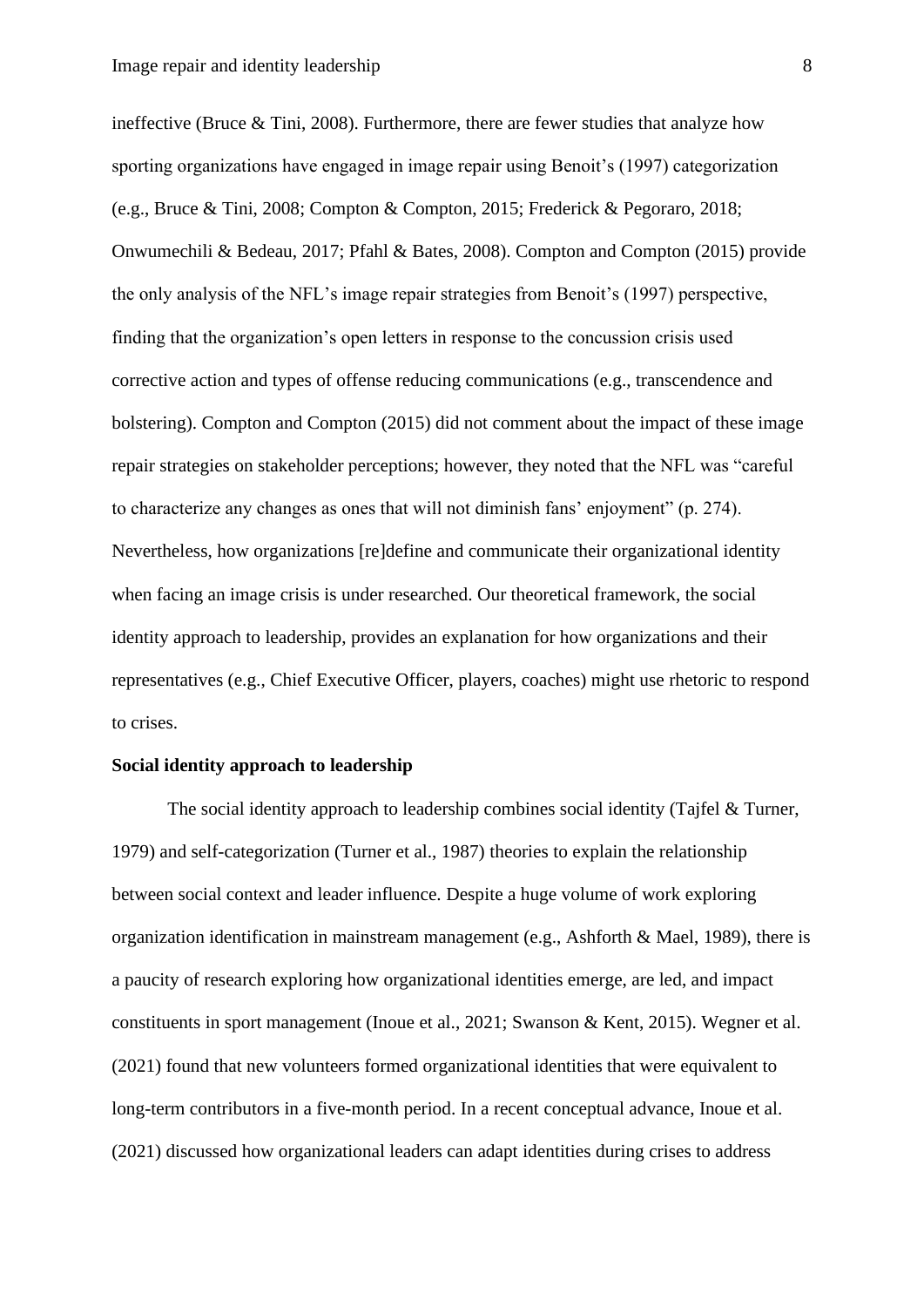ineffective (Bruce & Tini, 2008). Furthermore, there are fewer studies that analyze how sporting organizations have engaged in image repair using Benoit's (1997) categorization (e.g., Bruce & Tini, 2008; Compton & Compton, 2015; Frederick & Pegoraro, 2018; Onwumechili & Bedeau, 2017; Pfahl & Bates, 2008). Compton and Compton (2015) provide the only analysis of the NFL's image repair strategies from Benoit's (1997) perspective, finding that the organization's open letters in response to the concussion crisis used corrective action and types of offense reducing communications (e.g., transcendence and bolstering). Compton and Compton (2015) did not comment about the impact of these image repair strategies on stakeholder perceptions; however, they noted that the NFL was "careful to characterize any changes as ones that will not diminish fans' enjoyment" (p. 274). Nevertheless, how organizations [re]define and communicate their organizational identity when facing an image crisis is under researched. Our theoretical framework, the social identity approach to leadership, provides an explanation for how organizations and their representatives (e.g., Chief Executive Officer, players, coaches) might use rhetoric to respond to crises.

**Social identity approach to leadership**

The social identity approach to leadership combines social identity (Tajfel & Turner, 1979) and self-categorization (Turner et al., 1987) theories to explain the relationship between social context and leader influence. Despite a huge volume of work exploring organization identification in mainstream management (e.g., Ashforth & Mael, 1989), there is a paucity of research exploring how organizational identities emerge, are led, and impact constituents in sport management (Inoue et al., 2021; Swanson & Kent, 2015). Wegner et al. (2021) found that new volunteers formed organizational identities that were equivalent to long-term contributors in a five-month period. In a recent conceptual advance, Inoue et al. (2021) discussed how organizational leaders can adapt identities during crises to address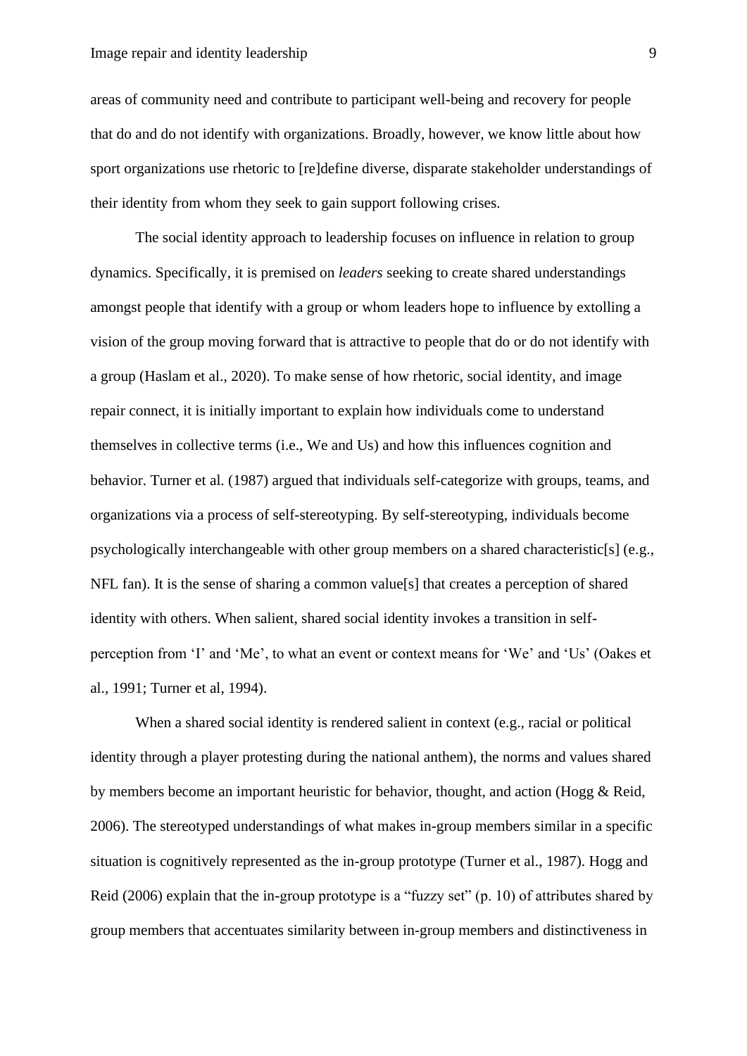areas of community need and contribute to participant well-being and recovery for people that do and do not identify with organizations. Broadly, however, we know little about how sport organizations use rhetoric to [re]define diverse, disparate stakeholder understandings of their identity from whom they seek to gain support following crises.

The social identity approach to leadership focuses on influence in relation to group dynamics. Specifically, it is premised on *leaders* seeking to create shared understandings amongst people that identify with a group or whom leaders hope to influence by extolling a vision of the group moving forward that is attractive to people that do or do not identify with a group (Haslam et al., 2020). To make sense of how rhetoric, social identity, and image repair connect, it is initially important to explain how individuals come to understand themselves in collective terms (i.e., We and Us) and how this influences cognition and behavior. Turner et al. (1987) argued that individuals self-categorize with groups, teams, and organizations via a process of self-stereotyping. By self-stereotyping, individuals become psychologically interchangeable with other group members on a shared characteristic[s] (e.g., NFL fan). It is the sense of sharing a common value[s] that creates a perception of shared identity with others. When salient, shared social identity invokes a transition in self-perception from 'I' and 'Me', to what an event or context means for 'We' and 'Us' (Oakes et al., 1991; Turner et al, 1994).

When a shared social identity is rendered salient in context (e.g., racial or political identity through a player protesting during the national anthem), the norms and values shared by members become an important heuristic for behavior, thought, and action (Hogg & Reid, 2006). The stereotyped understandings of what makes in-group members similar in a specific situation is cognitively represented as the in-group prototype (Turner et al., 1987). Hogg and Reid (2006) explain that the in-group prototype is a "fuzzy set" (p. 10) of attributes shared by group members that accentuates similarity between in-group members and distinctiveness in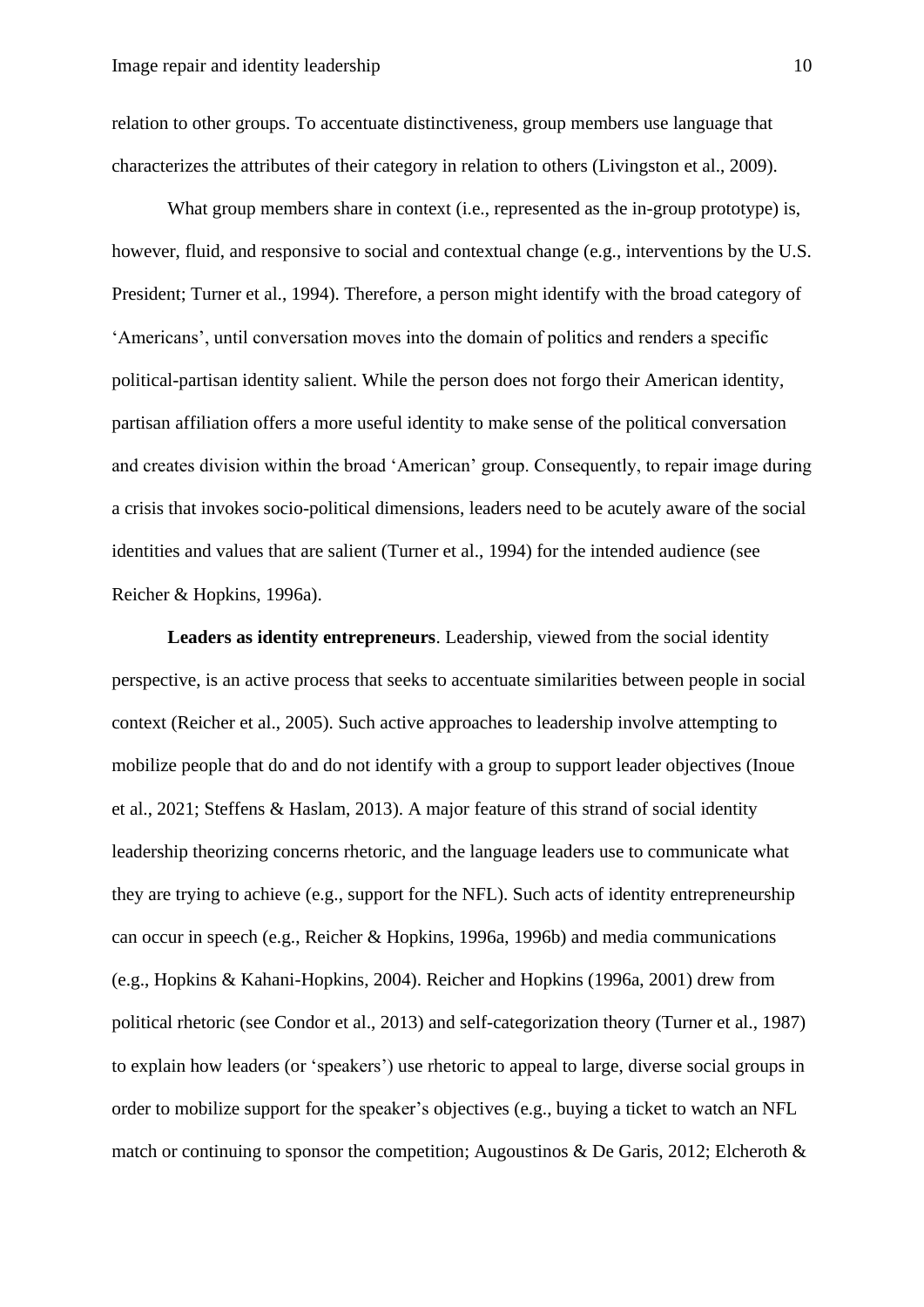relation to other groups. To accentuate distinctiveness, group members use language that characterizes the attributes of their category in relation to others (Livingston et al., 2009).

What group members share in context (i.e., represented as the in-group prototype) is, however, fluid, and responsive to social and contextual change (e.g., interventions by the U.S. President; Turner et al., 1994). Therefore, a person might identify with the broad category of 'Americans', until conversation moves into the domain of politics and renders a specific political-partisan identity salient. While the person does not forgo their American identity, partisan affiliation offers a more useful identity to make sense of the political conversation and creates division within the broad 'American' group. Consequently, to repair image during a crisis that invokes socio-political dimensions, leaders need to be acutely aware of the social identities and values that are salient (Turner et al., 1994) for the intended audience (see Reicher & Hopkins, 1996a).

**Leaders as identity entrepreneurs**. Leadership, viewed from the social identity perspective, is an active process that seeks to accentuate similarities between people in social context (Reicher et al., 2005). Such active approaches to leadership involve attempting to mobilize people that do and do not identify with a group to support leader objectives (Inoue et al., 2021; Steffens & Haslam, 2013). A major feature of this strand of social identity leadership theorizing concerns rhetoric, and the language leaders use to communicate what they are trying to achieve (e.g., support for the NFL). Such acts of identity entrepreneurship can occur in speech (e.g., Reicher & Hopkins, 1996a, 1996b) and media communications (e.g., Hopkins & Kahani-Hopkins, 2004). Reicher and Hopkins (1996a, 2001) drew from political rhetoric (see Condor et al., 2013) and self-categorization theory (Turner et al., 1987) to explain how leaders (or 'speakers') use rhetoric to appeal to large, diverse social groups in order to mobilize support for the speaker's objectives (e.g., buying a ticket to watch an NFL match or continuing to sponsor the competition; Augoustinos & De Garis, 2012; Elcheroth &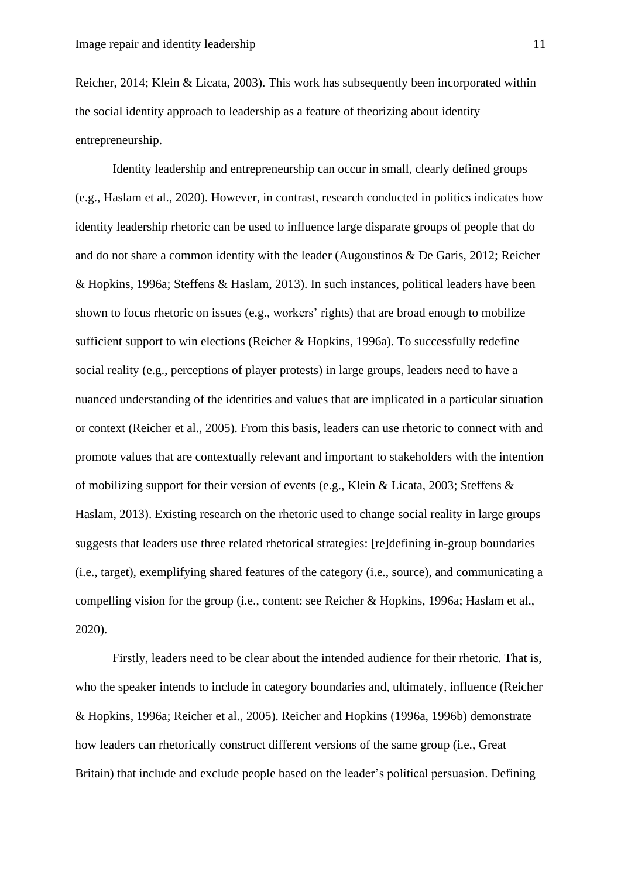Reicher, 2014; Klein & Licata, 2003). This work has subsequently been incorporated within the social identity approach to leadership as a feature of theorizing about identity entrepreneurship.

Identity leadership and entrepreneurship can occur in small, clearly defined groups (e.g., Haslam et al., 2020). However, in contrast, research conducted in politics indicates how identity leadership rhetoric can be used to influence large disparate groups of people that do and do not share a common identity with the leader (Augoustinos & De Garis, 2012; Reicher & Hopkins, 1996a; Steffens & Haslam, 2013). In such instances, political leaders have been shown to focus rhetoric on issues (e.g., workers' rights) that are broad enough to mobilize sufficient support to win elections (Reicher & Hopkins, 1996a). To successfully redefine social reality (e.g., perceptions of player protests) in large groups, leaders need to have a nuanced understanding of the identities and values that are implicated in a particular situation or context (Reicher et al., 2005). From this basis, leaders can use rhetoric to connect with and promote values that are contextually relevant and important to stakeholders with the intention of mobilizing support for their version of events (e.g., Klein & Licata, 2003; Steffens & Haslam, 2013). Existing research on the rhetoric used to change social reality in large groups suggests that leaders use three related rhetorical strategies: [re]defining in-group boundaries (i.e., target), exemplifying shared features of the category (i.e., source), and communicating a compelling vision for the group (i.e., content: see Reicher & Hopkins, 1996a; Haslam et al., 2020).

Firstly, leaders need to be clear about the intended audience for their rhetoric. That is, who the speaker intends to include in category boundaries and, ultimately, influence (Reicher & Hopkins, 1996a; Reicher et al., 2005). Reicher and Hopkins (1996a, 1996b) demonstrate how leaders can rhetorically construct different versions of the same group (i.e., Great Britain) that include and exclude people based on the leader's political persuasion. Defining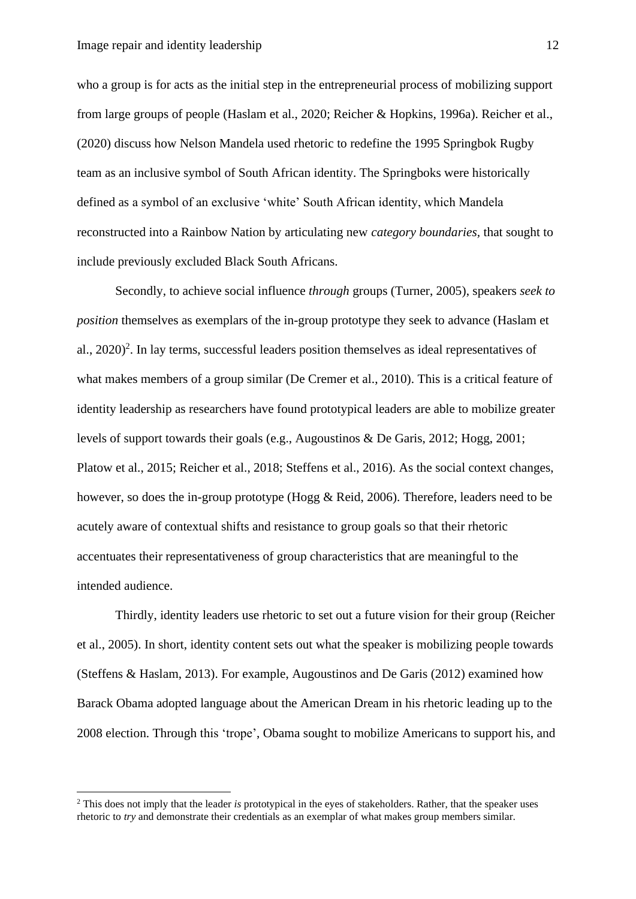who a group is for acts as the initial step in the entrepreneurial process of mobilizing support from large groups of people (Haslam et al., 2020; Reicher & Hopkins, 1996a). Reicher et al., (2020) discuss how Nelson Mandela used rhetoric to redefine the 1995 Springbok Rugby team as an inclusive symbol of South African identity. The Springboks were historically defined as a symbol of an exclusive 'white' South African identity, which Mandela reconstructed into a Rainbow Nation by articulating new *category boundaries*, that sought to include previously excluded Black South Africans.

Secondly, to achieve social influence *through* groups (Turner, 2005), speakers *seek to position* themselves as exemplars of the in-group prototype they seek to advance (Haslam et al., 2020)[2]. In lay terms, successful leaders position themselves as ideal representatives of what makes members of a group similar (De Cremer et al., 2010). This is a critical feature of identity leadership as researchers have found prototypical leaders are able to mobilize greater levels of support towards their goals (e.g., Augoustinos & De Garis, 2012; Hogg, 2001; Platow et al., 2015; Reicher et al., 2018; Steffens et al., 2016). As the social context changes, however, so does the in-group prototype (Hogg & Reid, 2006). Therefore, leaders need to be acutely aware of contextual shifts and resistance to group goals so that their rhetoric accentuates their representativeness of group characteristics that are meaningful to the intended audience.

Thirdly, identity leaders use rhetoric to set out a future vision for their group (Reicher et al., 2005). In short, identity content sets out what the speaker is mobilizing people towards (Steffens & Haslam, 2013). For example, Augoustinos and De Garis (2012) examined how Barack Obama adopted language about the American Dream in his rhetoric leading up to the 2008 election. Through this 'trope', Obama sought to mobilize Americans to support his, and

[2] This does not imply that the leader *is* prototypical in the eyes of stakeholders. Rather, that the speaker uses rhetoric to *try* and demonstrate their credentials as an exemplar of what makes group members similar.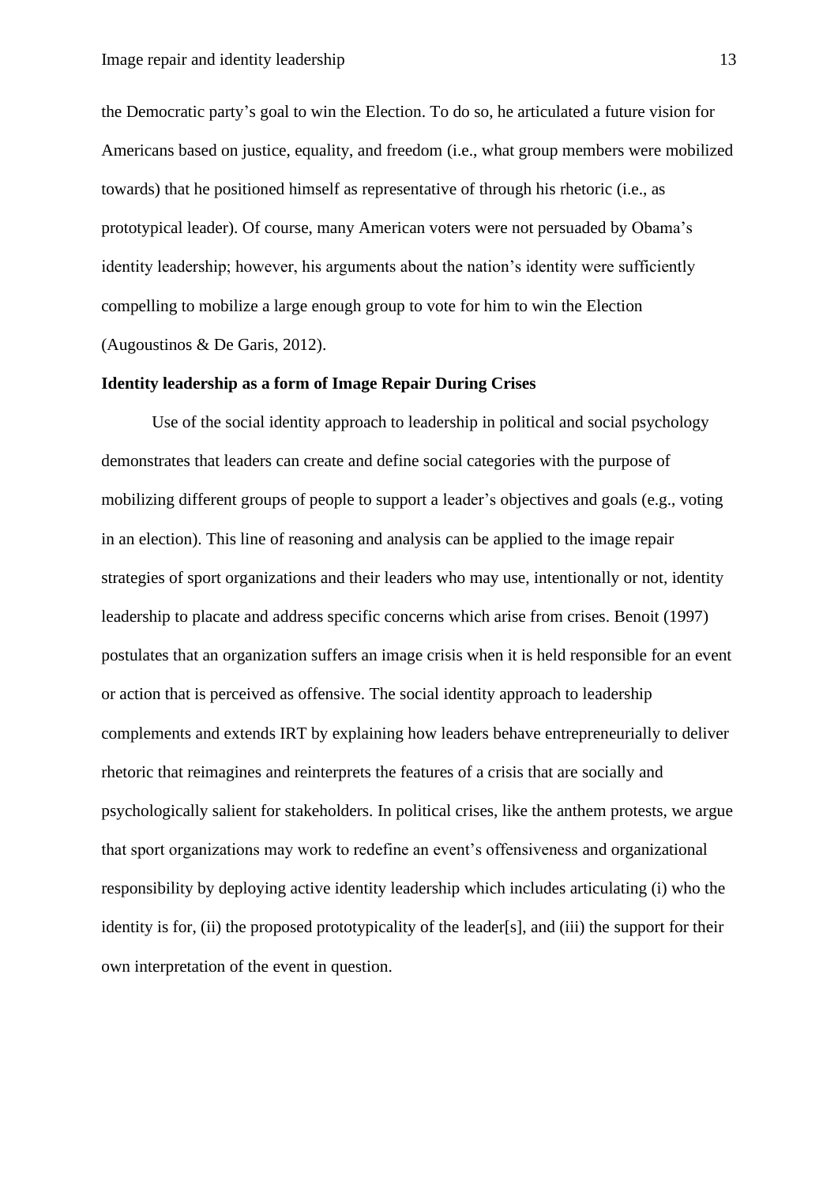the Democratic party's goal to win the Election. To do so, he articulated a future vision for Americans based on justice, equality, and freedom (i.e., what group members were mobilized towards) that he positioned himself as representative of through his rhetoric (i.e., as prototypical leader). Of course, many American voters were not persuaded by Obama's identity leadership; however, his arguments about the nation's identity were sufficiently compelling to mobilize a large enough group to vote for him to win the Election (Augoustinos & De Garis, 2012).

**Identity leadership as a form of Image Repair During Crises**

Use of the social identity approach to leadership in political and social psychology demonstrates that leaders can create and define social categories with the purpose of mobilizing different groups of people to support a leader's objectives and goals (e.g., voting in an election). This line of reasoning and analysis can be applied to the image repair strategies of sport organizations and their leaders who may use, intentionally or not, identity leadership to placate and address specific concerns which arise from crises. Benoit (1997) postulates that an organization suffers an image crisis when it is held responsible for an event or action that is perceived as offensive. The social identity approach to leadership complements and extends IRT by explaining how leaders behave entrepreneurially to deliver rhetoric that reimagines and reinterprets the features of a crisis that are socially and psychologically salient for stakeholders. In political crises, like the anthem protests, we argue that sport organizations may work to redefine an event's offensiveness and organizational responsibility by deploying active identity leadership which includes articulating (i) who the identity is for, (ii) the proposed prototypicality of the leader[s], and (iii) the support for their own interpretation of the event in question.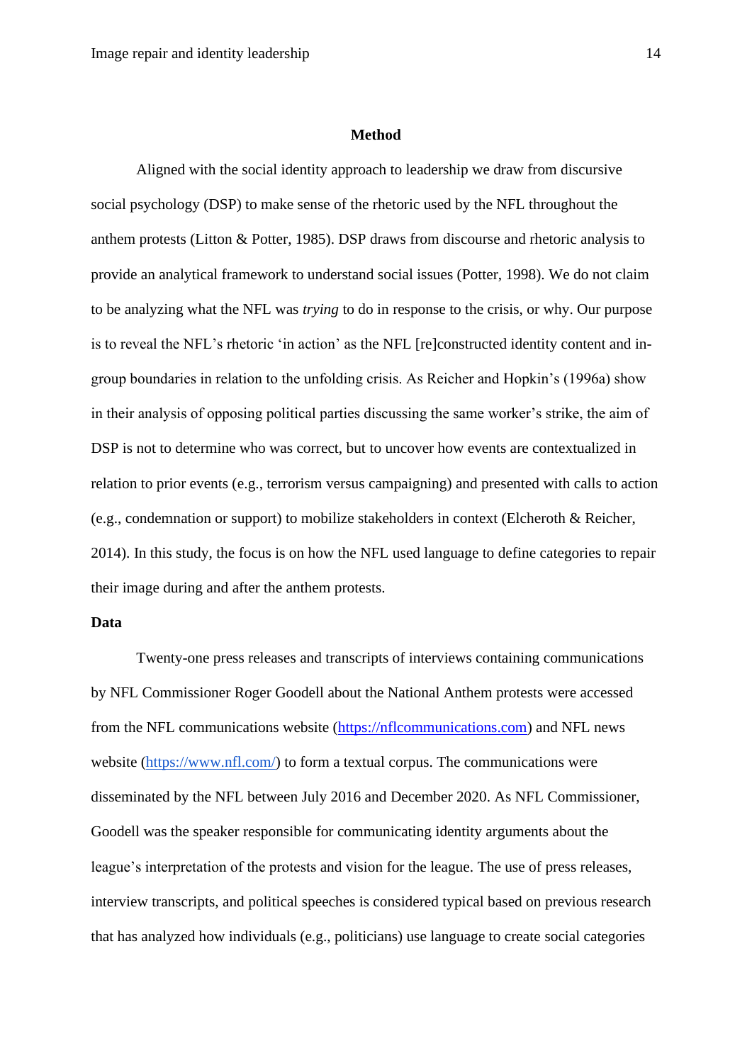## Method

Aligned with the social identity approach to leadership we draw from discursive social psychology (DSP) to make sense of the rhetoric used by the NFL throughout the anthem protests (Litton & Potter, 1985). DSP draws from discourse and rhetoric analysis to provide an analytical framework to understand social issues (Potter, 1998). We do not claim to be analyzing what the NFL was *trying* to do in response to the crisis, or why. Our purpose is to reveal the NFL's rhetoric 'in action' as the NFL [re]constructed identity content and in-group boundaries in relation to the unfolding crisis. As Reicher and Hopkin's (1996a) show in their analysis of opposing political parties discussing the same worker's strike, the aim of DSP is not to determine who was correct, but to uncover how events are contextualized in relation to prior events (e.g., terrorism versus campaigning) and presented with calls to action (e.g., condemnation or support) to mobilize stakeholders in context (Elcheroth & Reicher, 2014). In this study, the focus is on how the NFL used language to define categories to repair their image during and after the anthem protests.

### Data

Twenty-one press releases and transcripts of interviews containing communications by NFL Commissioner Roger Goodell about the National Anthem protests were accessed from the NFL communications website (https://nflcommunications.com) and NFL news website (https://www.nfl.com/) to form a textual corpus. The communications were disseminated by the NFL between July 2016 and December 2020. As NFL Commissioner, Goodell was the speaker responsible for communicating identity arguments about the league's interpretation of the protests and vision for the league. The use of press releases, interview transcripts, and political speeches is considered typical based on previous research that has analyzed how individuals (e.g., politicians) use language to create social categories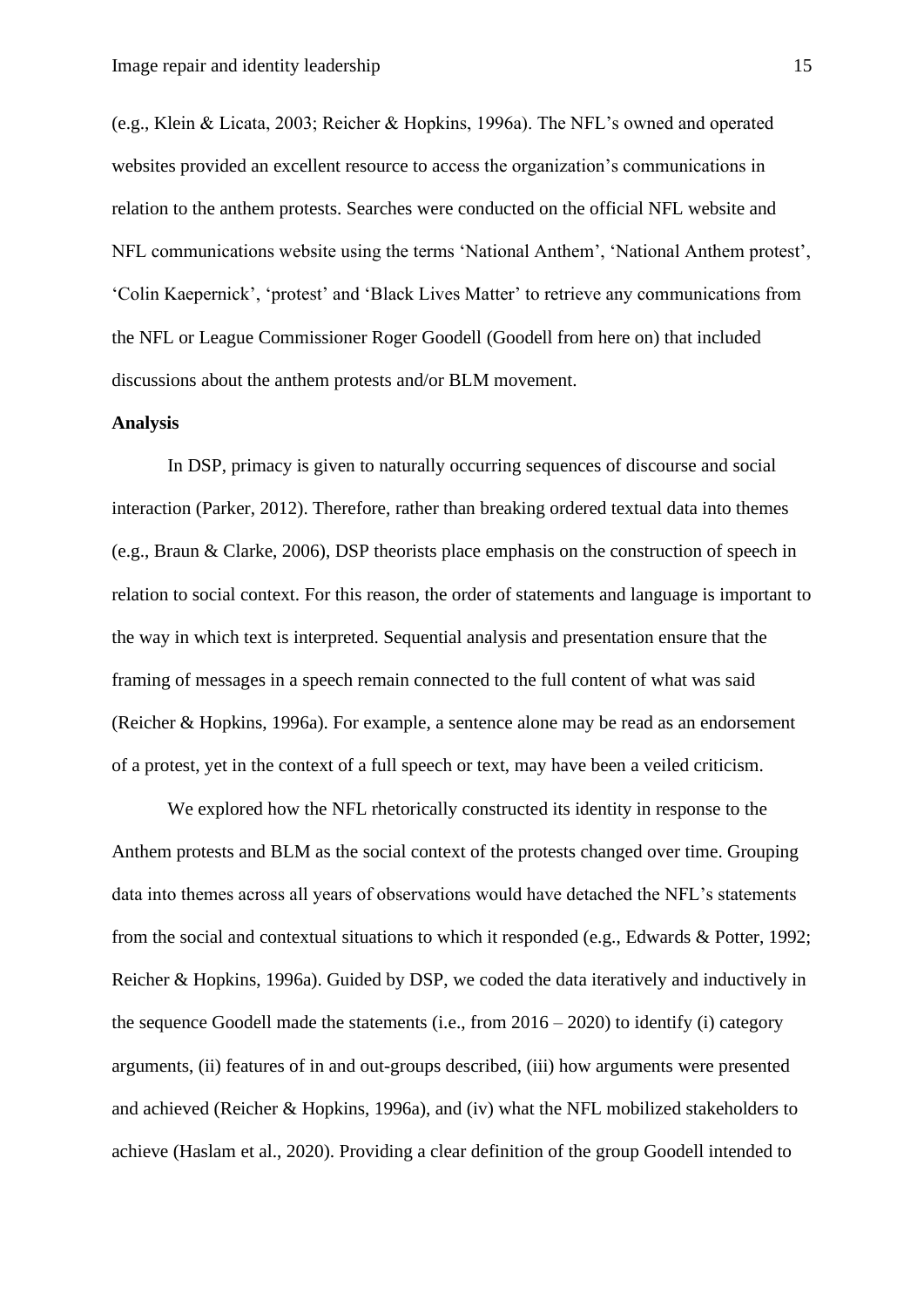(e.g., Klein & Licata, 2003; Reicher & Hopkins, 1996a). The NFL's owned and operated websites provided an excellent resource to access the organization's communications in relation to the anthem protests. Searches were conducted on the official NFL website and NFL communications website using the terms 'National Anthem', 'National Anthem protest', 'Colin Kaepernick', 'protest' and 'Black Lives Matter' to retrieve any communications from the NFL or League Commissioner Roger Goodell (Goodell from here on) that included discussions about the anthem protests and/or BLM movement.

**Analysis**

In DSP, primacy is given to naturally occurring sequences of discourse and social interaction (Parker, 2012). Therefore, rather than breaking ordered textual data into themes (e.g., Braun & Clarke, 2006), DSP theorists place emphasis on the construction of speech in relation to social context. For this reason, the order of statements and language is important to the way in which text is interpreted. Sequential analysis and presentation ensure that the framing of messages in a speech remain connected to the full content of what was said (Reicher & Hopkins, 1996a). For example, a sentence alone may be read as an endorsement of a protest, yet in the context of a full speech or text, may have been a veiled criticism.

We explored how the NFL rhetorically constructed its identity in response to the Anthem protests and BLM as the social context of the protests changed over time. Grouping data into themes across all years of observations would have detached the NFL's statements from the social and contextual situations to which it responded (e.g., Edwards & Potter, 1992; Reicher & Hopkins, 1996a). Guided by DSP, we coded the data iteratively and inductively in the sequence Goodell made the statements (i.e., from 2016 – 2020) to identify (i) category arguments, (ii) features of in and out-groups described, (iii) how arguments were presented and achieved (Reicher & Hopkins, 1996a), and (iv) what the NFL mobilized stakeholders to achieve (Haslam et al., 2020). Providing a clear definition of the group Goodell intended to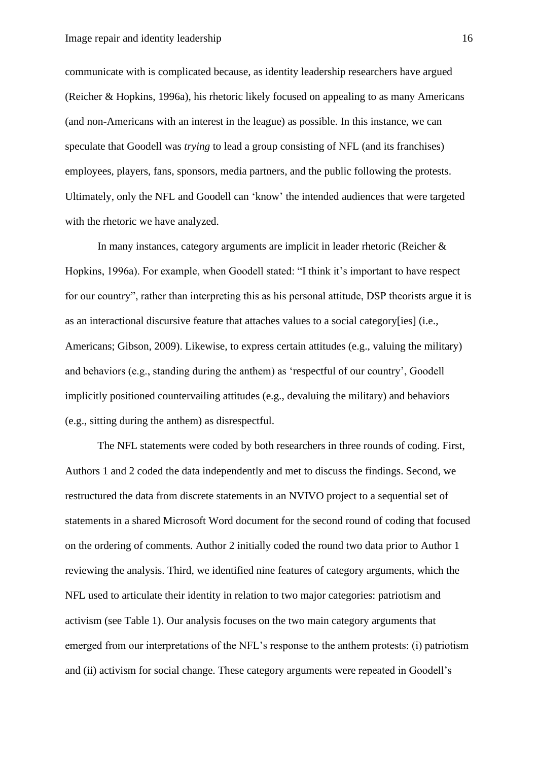communicate with is complicated because, as identity leadership researchers have argued (Reicher & Hopkins, 1996a), his rhetoric likely focused on appealing to as many Americans (and non-Americans with an interest in the league) as possible. In this instance, we can speculate that Goodell was *trying* to lead a group consisting of NFL (and its franchises) employees, players, fans, sponsors, media partners, and the public following the protests. Ultimately, only the NFL and Goodell can 'know' the intended audiences that were targeted with the rhetoric we have analyzed.

In many instances, category arguments are implicit in leader rhetoric (Reicher & Hopkins, 1996a). For example, when Goodell stated: "I think it's important to have respect for our country", rather than interpreting this as his personal attitude, DSP theorists argue it is as an interactional discursive feature that attaches values to a social category[ies] (i.e., Americans; Gibson, 2009). Likewise, to express certain attitudes (e.g., valuing the military) and behaviors (e.g., standing during the anthem) as 'respectful of our country', Goodell implicitly positioned countervailing attitudes (e.g., devaluing the military) and behaviors (e.g., sitting during the anthem) as disrespectful.

The NFL statements were coded by both researchers in three rounds of coding. First, Authors 1 and 2 coded the data independently and met to discuss the findings. Second, we restructured the data from discrete statements in an NVIVO project to a sequential set of statements in a shared Microsoft Word document for the second round of coding that focused on the ordering of comments. Author 2 initially coded the round two data prior to Author 1 reviewing the analysis. Third, we identified nine features of category arguments, which the NFL used to articulate their identity in relation to two major categories: patriotism and activism (see Table 1). Our analysis focuses on the two main category arguments that emerged from our interpretations of the NFL's response to the anthem protests: (i) patriotism and (ii) activism for social change. These category arguments were repeated in Goodell's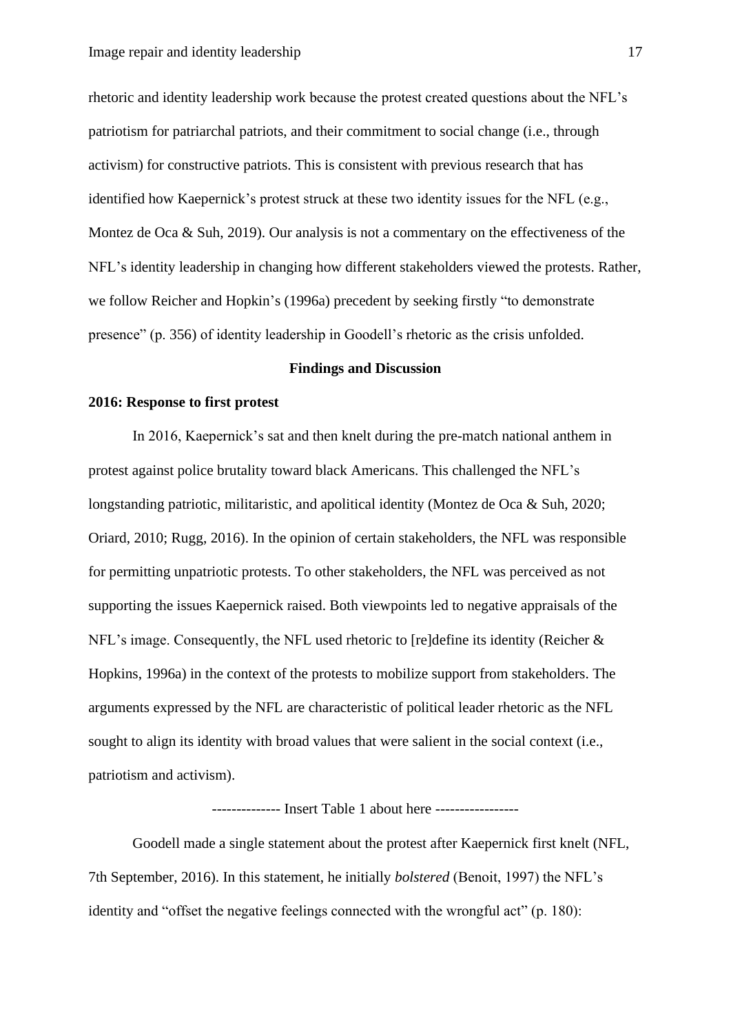rhetoric and identity leadership work because the protest created questions about the NFL's patriotism for patriarchal patriots, and their commitment to social change (i.e., through activism) for constructive patriots. This is consistent with previous research that has identified how Kaepernick's protest struck at these two identity issues for the NFL (e.g., Montez de Oca & Suh, 2019). Our analysis is not a commentary on the effectiveness of the NFL's identity leadership in changing how different stakeholders viewed the protests. Rather, we follow Reicher and Hopkin's (1996a) precedent by seeking firstly "to demonstrate presence" (p. 356) of identity leadership in Goodell's rhetoric as the crisis unfolded.

## Findings and Discussion

### 2016: Response to first protest

In 2016, Kaepernick's sat and then knelt during the pre-match national anthem in protest against police brutality toward black Americans. This challenged the NFL's longstanding patriotic, militaristic, and apolitical identity (Montez de Oca & Suh, 2020; Oriard, 2010; Rugg, 2016). In the opinion of certain stakeholders, the NFL was responsible for permitting unpatriotic protests. To other stakeholders, the NFL was perceived as not supporting the issues Kaepernick raised. Both viewpoints led to negative appraisals of the NFL's image. Consequently, the NFL used rhetoric to [re]define its identity (Reicher & Hopkins, 1996a) in the context of the protests to mobilize support from stakeholders. The arguments expressed by the NFL are characteristic of political leader rhetoric as the NFL sought to align its identity with broad values that were salient in the social context (i.e., patriotism and activism).

-------------- Insert Table 1 about here -----------------

Goodell made a single statement about the protest after Kaepernick first knelt (NFL, 7th September, 2016). In this statement, he initially *bolstered* (Benoit, 1997) the NFL's identity and "offset the negative feelings connected with the wrongful act" (p. 180):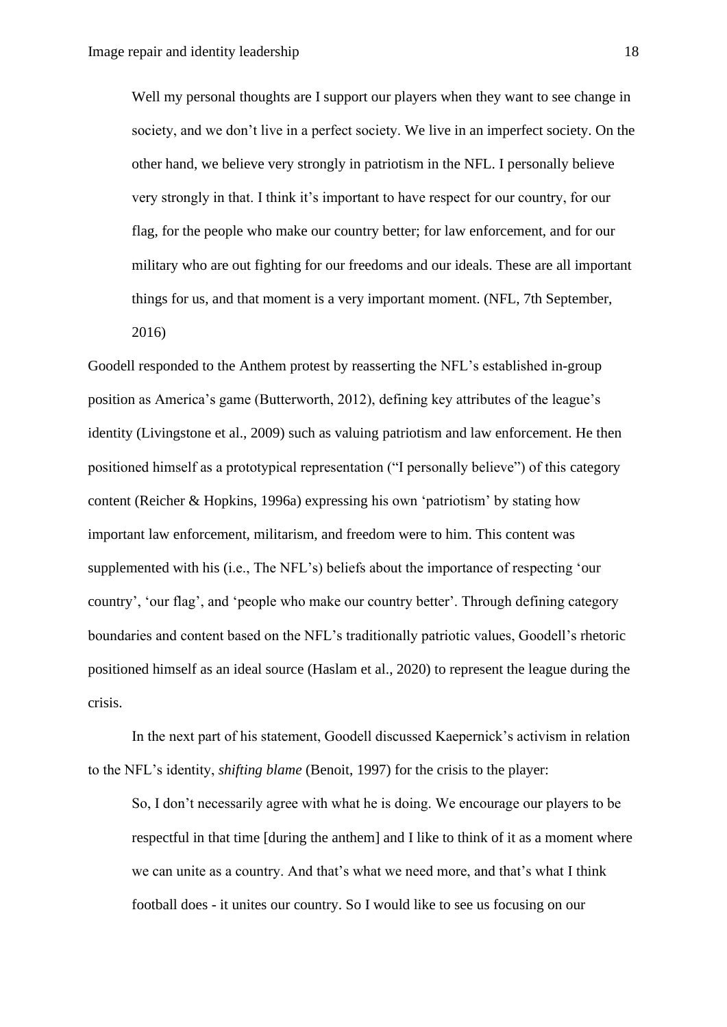> Well my personal thoughts are I support our players when they want to see change in society, and we don't live in a perfect society. We live in an imperfect society. On the other hand, we believe very strongly in patriotism in the NFL. I personally believe very strongly in that. I think it's important to have respect for our country, for our flag, for the people who make our country better; for law enforcement, and for our military who are out fighting for our freedoms and our ideals. These are all important things for us, and that moment is a very important moment. (NFL, 7th September, 2016)

Goodell responded to the Anthem protest by reasserting the NFL's established in-group position as America's game (Butterworth, 2012), defining key attributes of the league's identity (Livingstone et al., 2009) such as valuing patriotism and law enforcement. He then positioned himself as a prototypical representation ("I personally believe") of this category content (Reicher & Hopkins, 1996a) expressing his own 'patriotism' by stating how important law enforcement, militarism, and freedom were to him. This content was supplemented with his (i.e., The NFL's) beliefs about the importance of respecting 'our country', 'our flag', and 'people who make our country better'. Through defining category boundaries and content based on the NFL's traditionally patriotic values, Goodell's rhetoric positioned himself as an ideal source (Haslam et al., 2020) to represent the league during the crisis.

In the next part of his statement, Goodell discussed Kaepernick's activism in relation to the NFL's identity, *shifting blame* (Benoit, 1997) for the crisis to the player:

> So, I don't necessarily agree with what he is doing. We encourage our players to be respectful in that time [during the anthem] and I like to think of it as a moment where we can unite as a country. And that's what we need more, and that's what I think football does - it unites our country. So I would like to see us focusing on our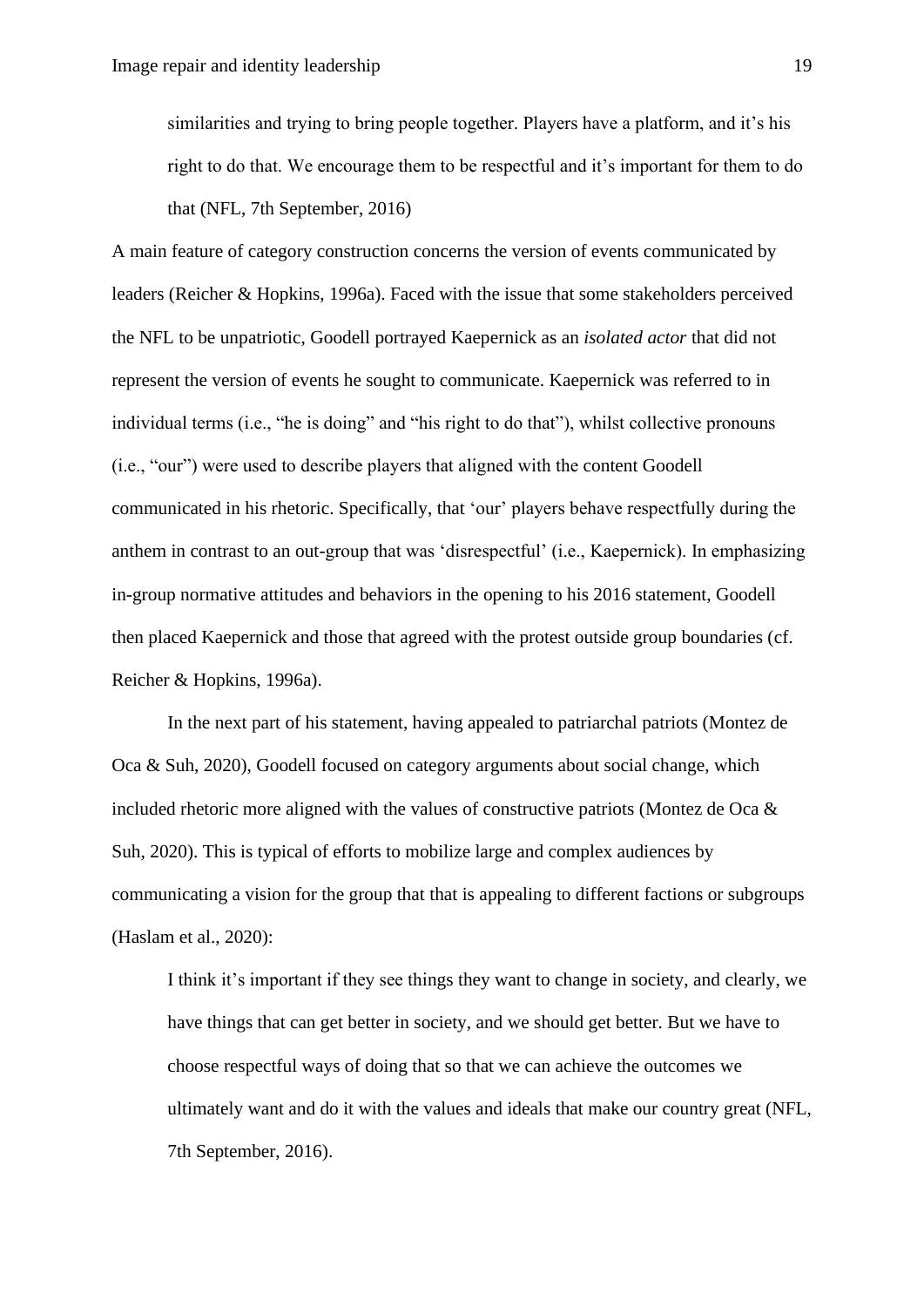> similarities and trying to bring people together. Players have a platform, and it's his right to do that. We encourage them to be respectful and it's important for them to do that (NFL, 7th September, 2016)

A main feature of category construction concerns the version of events communicated by leaders (Reicher & Hopkins, 1996a). Faced with the issue that some stakeholders perceived the NFL to be unpatriotic, Goodell portrayed Kaepernick as an *isolated actor* that did not represent the version of events he sought to communicate. Kaepernick was referred to in individual terms (i.e., "he is doing" and "his right to do that"), whilst collective pronouns (i.e., "our") were used to describe players that aligned with the content Goodell communicated in his rhetoric. Specifically, that 'our' players behave respectfully during the anthem in contrast to an out-group that was 'disrespectful' (i.e., Kaepernick). In emphasizing in-group normative attitudes and behaviors in the opening to his 2016 statement, Goodell then placed Kaepernick and those that agreed with the protest outside group boundaries (cf. Reicher & Hopkins, 1996a).

In the next part of his statement, having appealed to patriarchal patriots (Montez de Oca & Suh, 2020), Goodell focused on category arguments about social change, which included rhetoric more aligned with the values of constructive patriots (Montez de Oca & Suh, 2020). This is typical of efforts to mobilize large and complex audiences by communicating a vision for the group that that is appealing to different factions or subgroups (Haslam et al., 2020):

> I think it's important if they see things they want to change in society, and clearly, we have things that can get better in society, and we should get better. But we have to choose respectful ways of doing that so that we can achieve the outcomes we ultimately want and do it with the values and ideals that make our country great (NFL, 7th September, 2016).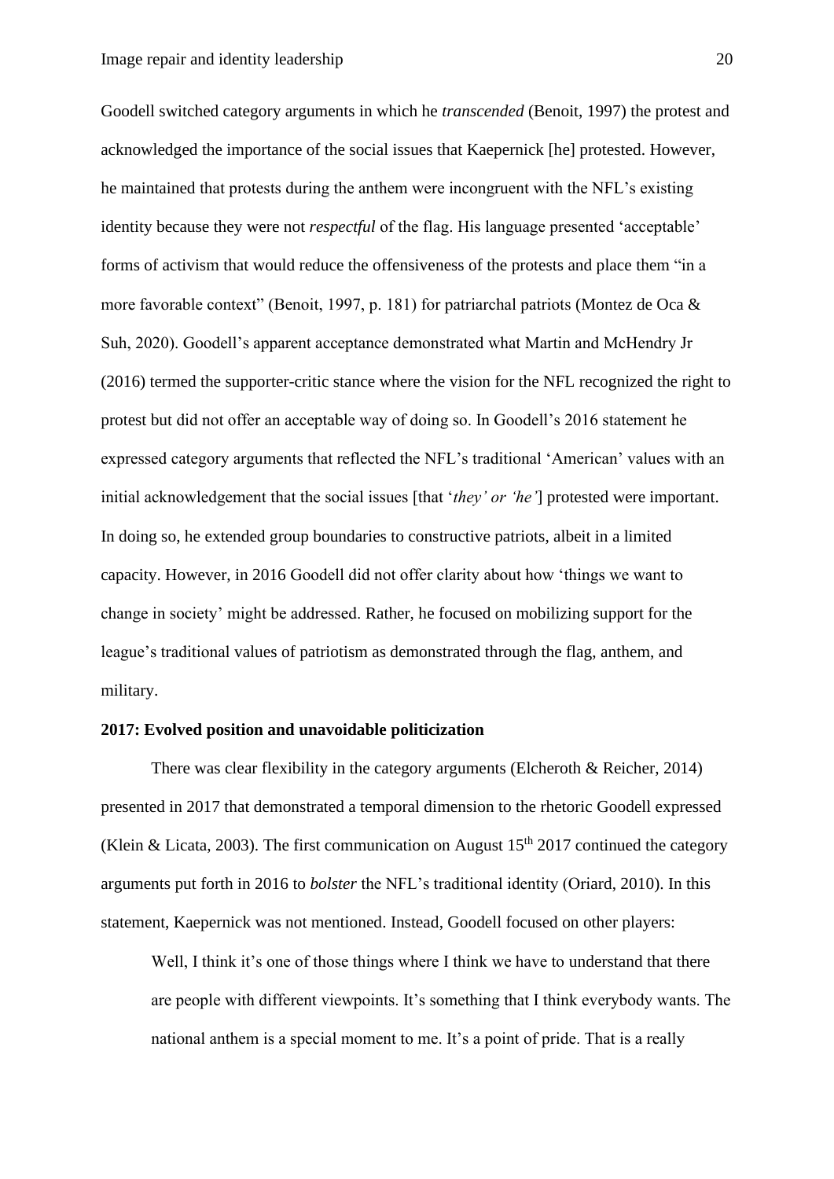Goodell switched category arguments in which he *transcended* (Benoit, 1997) the protest and acknowledged the importance of the social issues that Kaepernick [he] protested. However, he maintained that protests during the anthem were incongruent with the NFL's existing identity because they were not *respectful* of the flag. His language presented 'acceptable' forms of activism that would reduce the offensiveness of the protests and place them "in a more favorable context" (Benoit, 1997, p. 181) for patriarchal patriots (Montez de Oca & Suh, 2020). Goodell's apparent acceptance demonstrated what Martin and McHendry Jr (2016) termed the supporter-critic stance where the vision for the NFL recognized the right to protest but did not offer an acceptable way of doing so. In Goodell's 2016 statement he expressed category arguments that reflected the NFL's traditional 'American' values with an initial acknowledgement that the social issues [that '*they' or 'he'*] protested were important. In doing so, he extended group boundaries to constructive patriots, albeit in a limited capacity. However, in 2016 Goodell did not offer clarity about how 'things we want to change in society' might be addressed. Rather, he focused on mobilizing support for the league's traditional values of patriotism as demonstrated through the flag, anthem, and military.

**2017: Evolved position and unavoidable politicization**

There was clear flexibility in the category arguments (Elcheroth & Reicher, 2014) presented in 2017 that demonstrated a temporal dimension to the rhetoric Goodell expressed (Klein & Licata, 2003). The first communication on August 15th 2017 continued the category arguments put forth in 2016 to *bolster* the NFL's traditional identity (Oriard, 2010). In this statement, Kaepernick was not mentioned. Instead, Goodell focused on other players:

> Well, I think it's one of those things where I think we have to understand that there are people with different viewpoints. It's something that I think everybody wants. The national anthem is a special moment to me. It's a point of pride. That is a really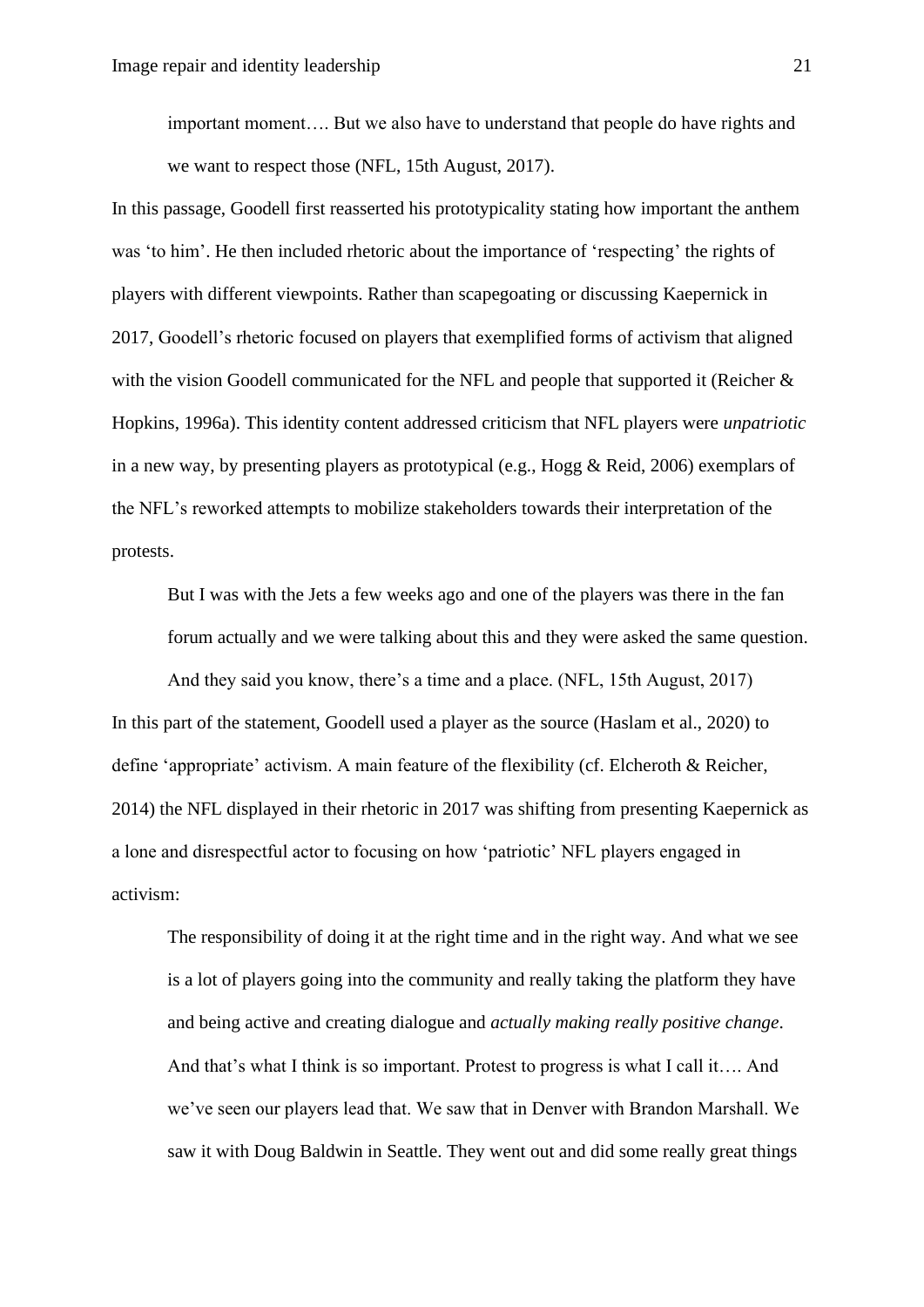> important moment…. But we also have to understand that people do have rights and we want to respect those (NFL, 15th August, 2017).

In this passage, Goodell first reasserted his prototypicality stating how important the anthem was 'to him'. He then included rhetoric about the importance of 'respecting' the rights of players with different viewpoints. Rather than scapegoating or discussing Kaepernick in 2017, Goodell's rhetoric focused on players that exemplified forms of activism that aligned with the vision Goodell communicated for the NFL and people that supported it (Reicher & Hopkins, 1996a). This identity content addressed criticism that NFL players were *unpatriotic* in a new way, by presenting players as prototypical (e.g., Hogg & Reid, 2006) exemplars of the NFL's reworked attempts to mobilize stakeholders towards their interpretation of the protests.

> But I was with the Jets a few weeks ago and one of the players was there in the fan forum actually and we were talking about this and they were asked the same question. And they said you know, there's a time and a place. (NFL, 15th August, 2017)

In this part of the statement, Goodell used a player as the source (Haslam et al., 2020) to define 'appropriate' activism. A main feature of the flexibility (cf. Elcheroth & Reicher, 2014) the NFL displayed in their rhetoric in 2017 was shifting from presenting Kaepernick as a lone and disrespectful actor to focusing on how 'patriotic' NFL players engaged in activism:

> The responsibility of doing it at the right time and in the right way. And what we see is a lot of players going into the community and really taking the platform they have and being active and creating dialogue and *actually making really positive change*. And that's what I think is so important. Protest to progress is what I call it…. And we've seen our players lead that. We saw that in Denver with Brandon Marshall. We saw it with Doug Baldwin in Seattle. They went out and did some really great things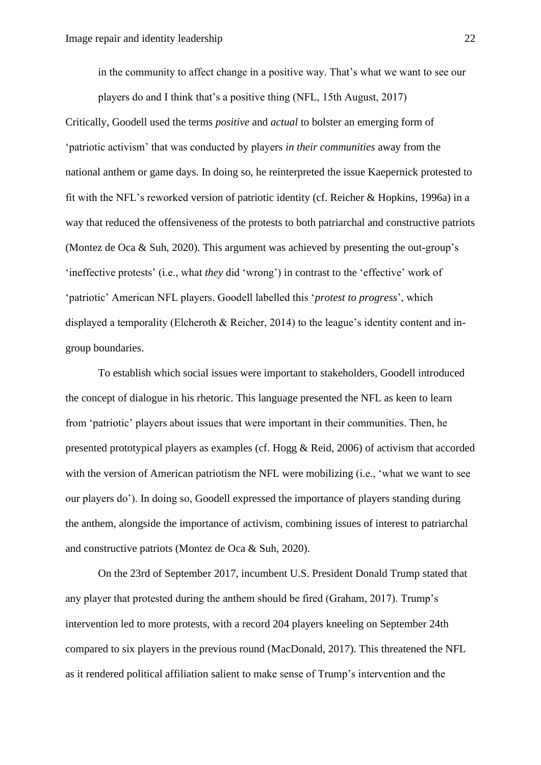> in the community to affect change in a positive way. That's what we want to see our players do and I think that's a positive thing (NFL, 15th August, 2017)

Critically, Goodell used the terms *positive* and *actual* to bolster an emerging form of 'patriotic activism' that was conducted by players *in their communities* away from the national anthem or game days. In doing so, he reinterpreted the issue Kaepernick protested to fit with the NFL's reworked version of patriotic identity (cf. Reicher & Hopkins, 1996a) in a way that reduced the offensiveness of the protests to both patriarchal and constructive patriots (Montez de Oca & Suh, 2020). This argument was achieved by presenting the out-group's 'ineffective protests' (i.e., what *they* did 'wrong') in contrast to the 'effective' work of 'patriotic' American NFL players. Goodell labelled this '*protest to progress*', which displayed a temporality (Elcheroth & Reicher, 2014) to the league's identity content and in-group boundaries.

To establish which social issues were important to stakeholders, Goodell introduced the concept of dialogue in his rhetoric. This language presented the NFL as keen to learn from 'patriotic' players about issues that were important in their communities. Then, he presented prototypical players as examples (cf. Hogg & Reid, 2006) of activism that accorded with the version of American patriotism the NFL were mobilizing (i.e., 'what we want to see our players do'). In doing so, Goodell expressed the importance of players standing during the anthem, alongside the importance of activism, combining issues of interest to patriarchal and constructive patriots (Montez de Oca & Suh, 2020).

On the 23rd of September 2017, incumbent U.S. President Donald Trump stated that any player that protested during the anthem should be fired (Graham, 2017). Trump's intervention led to more protests, with a record 204 players kneeling on September 24th compared to six players in the previous round (MacDonald, 2017). This threatened the NFL as it rendered political affiliation salient to make sense of Trump's intervention and the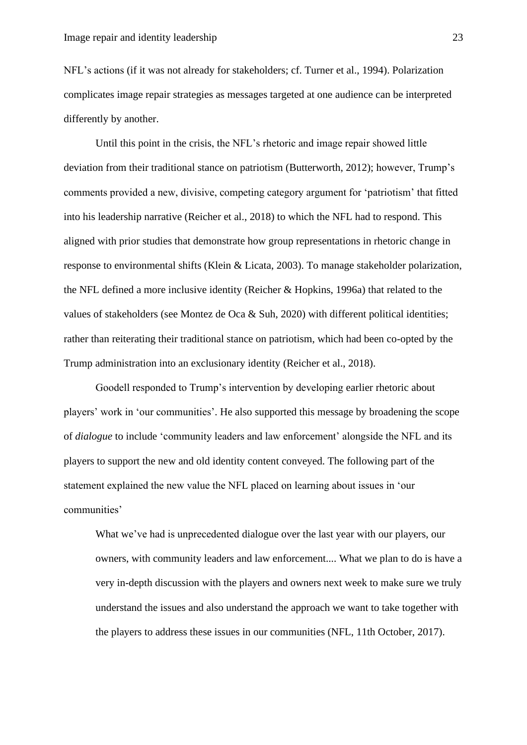NFL's actions (if it was not already for stakeholders; cf. Turner et al., 1994). Polarization complicates image repair strategies as messages targeted at one audience can be interpreted differently by another.

Until this point in the crisis, the NFL's rhetoric and image repair showed little deviation from their traditional stance on patriotism (Butterworth, 2012); however, Trump's comments provided a new, divisive, competing category argument for 'patriotism' that fitted into his leadership narrative (Reicher et al., 2018) to which the NFL had to respond. This aligned with prior studies that demonstrate how group representations in rhetoric change in response to environmental shifts (Klein & Licata, 2003). To manage stakeholder polarization, the NFL defined a more inclusive identity (Reicher & Hopkins, 1996a) that related to the values of stakeholders (see Montez de Oca & Suh, 2020) with different political identities; rather than reiterating their traditional stance on patriotism, which had been co-opted by the Trump administration into an exclusionary identity (Reicher et al., 2018).

Goodell responded to Trump's intervention by developing earlier rhetoric about players' work in 'our communities'. He also supported this message by broadening the scope of *dialogue* to include 'community leaders and law enforcement' alongside the NFL and its players to support the new and old identity content conveyed. The following part of the statement explained the new value the NFL placed on learning about issues in 'our communities'

> What we've had is unprecedented dialogue over the last year with our players, our owners, with community leaders and law enforcement.... What we plan to do is have a very in-depth discussion with the players and owners next week to make sure we truly understand the issues and also understand the approach we want to take together with the players to address these issues in our communities (NFL, 11th October, 2017).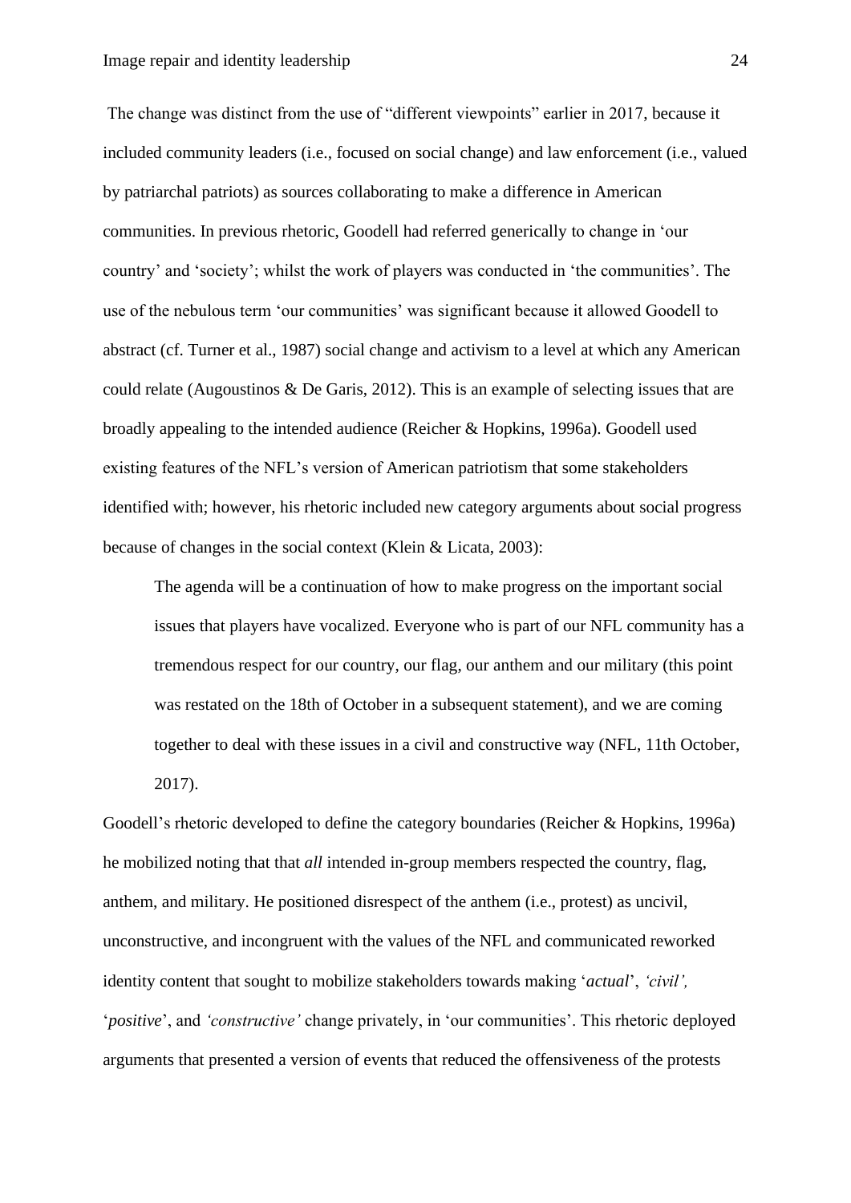The change was distinct from the use of “different viewpoints” earlier in 2017, because it included community leaders (i.e., focused on social change) and law enforcement (i.e., valued by patriarchal patriots) as sources collaborating to make a difference in American communities. In previous rhetoric, Goodell had referred generically to change in ‘our country’ and ‘society’; whilst the work of players was conducted in ‘the communities’. The use of the nebulous term ‘our communities’ was significant because it allowed Goodell to abstract (cf. Turner et al., 1987) social change and activism to a level at which any American could relate (Augoustinos & De Garis, 2012). This is an example of selecting issues that are broadly appealing to the intended audience (Reicher & Hopkins, 1996a). Goodell used existing features of the NFL’s version of American patriotism that some stakeholders identified with; however, his rhetoric included new category arguments about social progress because of changes in the social context (Klein & Licata, 2003):

> The agenda will be a continuation of how to make progress on the important social issues that players have vocalized. Everyone who is part of our NFL community has a tremendous respect for our country, our flag, our anthem and our military (this point was restated on the 18th of October in a subsequent statement), and we are coming together to deal with these issues in a civil and constructive way (NFL, 11th October, 2017).

Goodell’s rhetoric developed to define the category boundaries (Reicher & Hopkins, 1996a) he mobilized noting that that *all* intended in-group members respected the country, flag, anthem, and military. He positioned disrespect of the anthem (i.e., protest) as uncivil, unconstructive, and incongruent with the values of the NFL and communicated reworked identity content that sought to mobilize stakeholders towards making ‘*actual*’, *‘civil’,* ‘*positive*’, and *‘constructive’* change privately, in ‘our communities’. This rhetoric deployed arguments that presented a version of events that reduced the offensiveness of the protests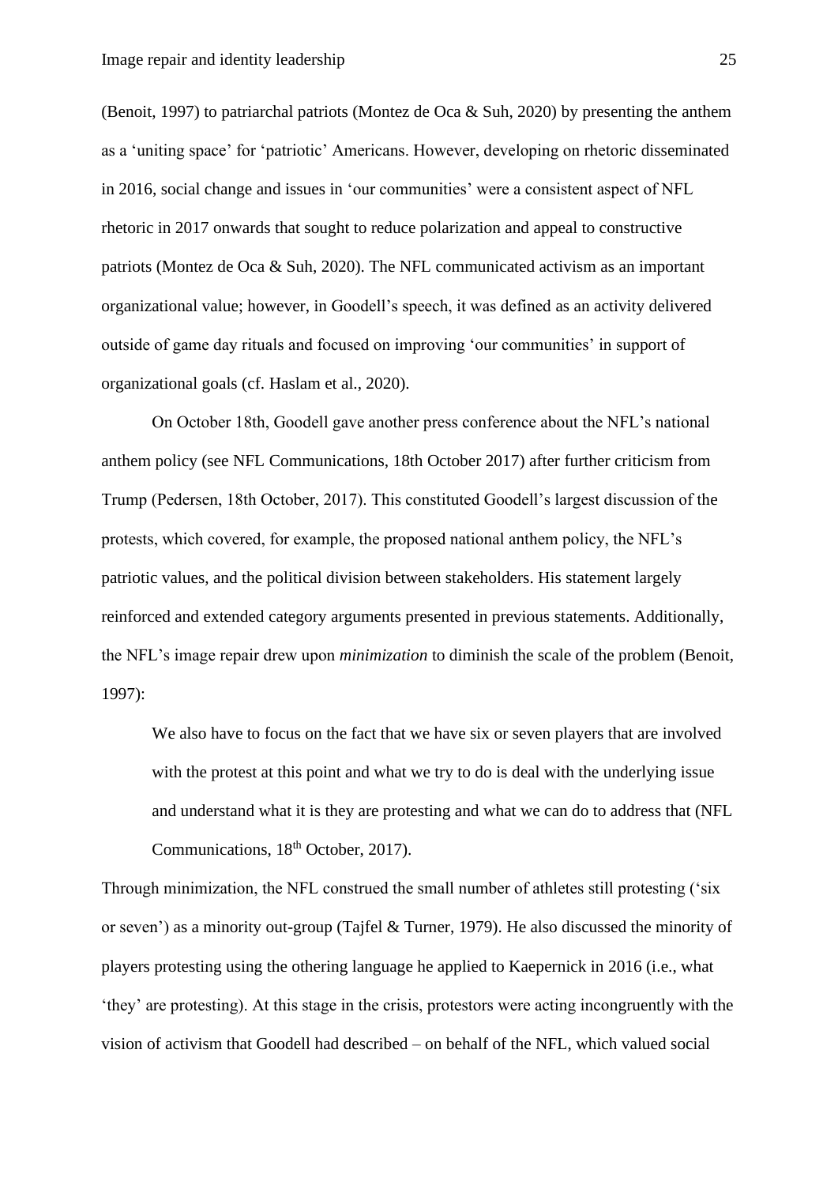(Benoit, 1997) to patriarchal patriots (Montez de Oca & Suh, 2020) by presenting the anthem as a 'uniting space' for 'patriotic' Americans. However, developing on rhetoric disseminated in 2016, social change and issues in 'our communities' were a consistent aspect of NFL rhetoric in 2017 onwards that sought to reduce polarization and appeal to constructive patriots (Montez de Oca & Suh, 2020). The NFL communicated activism as an important organizational value; however, in Goodell's speech, it was defined as an activity delivered outside of game day rituals and focused on improving 'our communities' in support of organizational goals (cf. Haslam et al., 2020).

On October 18th, Goodell gave another press conference about the NFL's national anthem policy (see NFL Communications, 18th October 2017) after further criticism from Trump (Pedersen, 18th October, 2017). This constituted Goodell's largest discussion of the protests, which covered, for example, the proposed national anthem policy, the NFL's patriotic values, and the political division between stakeholders. His statement largely reinforced and extended category arguments presented in previous statements. Additionally, the NFL's image repair drew upon *minimization* to diminish the scale of the problem (Benoit, 1997):

> We also have to focus on the fact that we have six or seven players that are involved with the protest at this point and what we try to do is deal with the underlying issue and understand what it is they are protesting and what we can do to address that (NFL Communications, 18th October, 2017).

Through minimization, the NFL construed the small number of athletes still protesting ('six or seven') as a minority out-group (Tajfel & Turner, 1979). He also discussed the minority of players protesting using the othering language he applied to Kaepernick in 2016 (i.e., what 'they' are protesting). At this stage in the crisis, protestors were acting incongruently with the vision of activism that Goodell had described – on behalf of the NFL, which valued social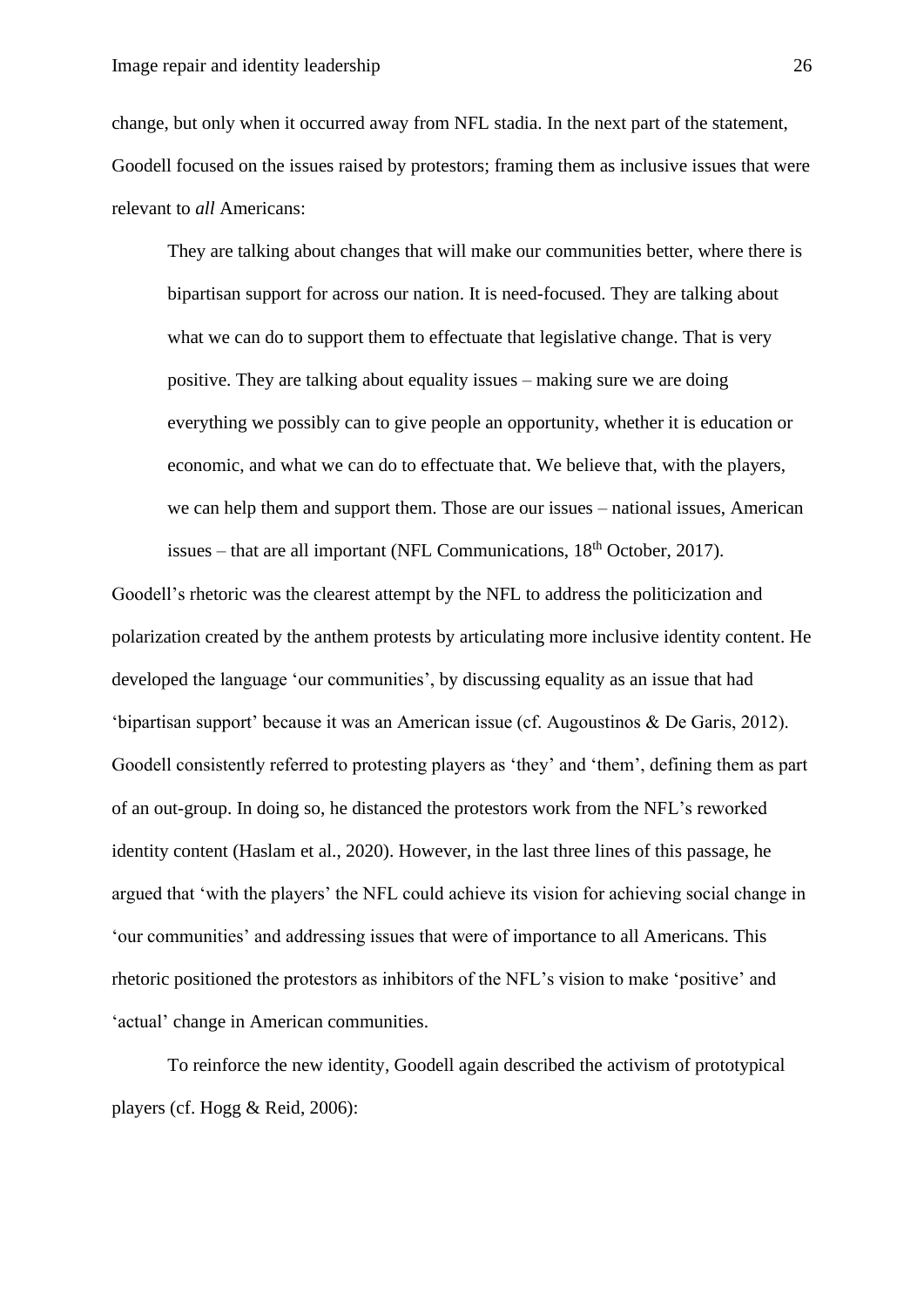change, but only when it occurred away from NFL stadia. In the next part of the statement, Goodell focused on the issues raised by protestors; framing them as inclusive issues that were relevant to *all* Americans:

> They are talking about changes that will make our communities better, where there is bipartisan support for across our nation. It is need-focused. They are talking about what we can do to support them to effectuate that legislative change. That is very positive. They are talking about equality issues – making sure we are doing everything we possibly can to give people an opportunity, whether it is education or economic, and what we can do to effectuate that. We believe that, with the players, we can help them and support them. Those are our issues – national issues, American issues – that are all important (NFL Communications, 18th October, 2017).

Goodell's rhetoric was the clearest attempt by the NFL to address the politicization and polarization created by the anthem protests by articulating more inclusive identity content. He developed the language 'our communities', by discussing equality as an issue that had 'bipartisan support' because it was an American issue (cf. Augoustinos & De Garis, 2012). Goodell consistently referred to protesting players as 'they' and 'them', defining them as part of an out-group. In doing so, he distanced the protestors work from the NFL's reworked identity content (Haslam et al., 2020). However, in the last three lines of this passage, he argued that 'with the players' the NFL could achieve its vision for achieving social change in 'our communities' and addressing issues that were of importance to all Americans. This rhetoric positioned the protestors as inhibitors of the NFL's vision to make 'positive' and 'actual' change in American communities.

To reinforce the new identity, Goodell again described the activism of prototypical players (cf. Hogg & Reid, 2006):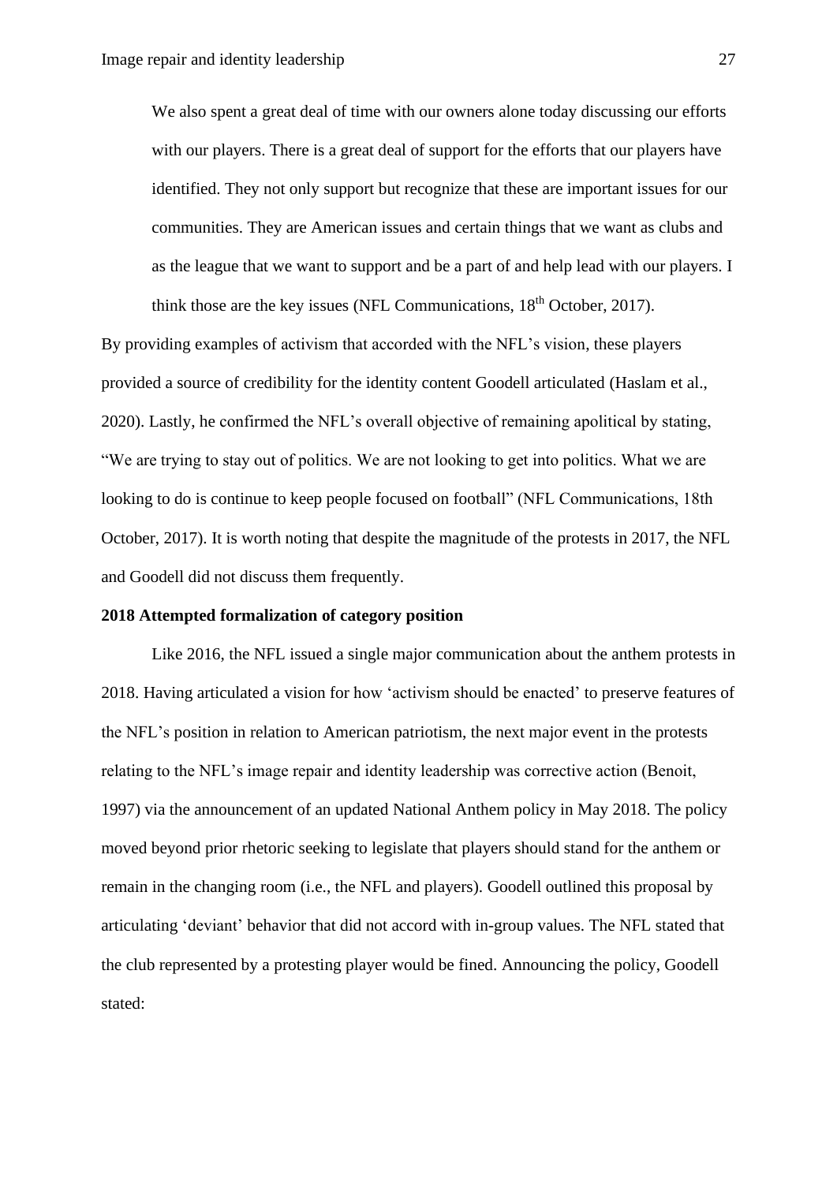> We also spent a great deal of time with our owners alone today discussing our efforts with our players. There is a great deal of support for the efforts that our players have identified. They not only support but recognize that these are important issues for our communities. They are American issues and certain things that we want as clubs and as the league that we want to support and be a part of and help lead with our players. I think those are the key issues (NFL Communications, 18th October, 2017).

By providing examples of activism that accorded with the NFL's vision, these players provided a source of credibility for the identity content Goodell articulated (Haslam et al., 2020). Lastly, he confirmed the NFL's overall objective of remaining apolitical by stating, "We are trying to stay out of politics. We are not looking to get into politics. What we are looking to do is continue to keep people focused on football" (NFL Communications, 18th October, 2017). It is worth noting that despite the magnitude of the protests in 2017, the NFL and Goodell did not discuss them frequently.

**2018 Attempted formalization of category position**

Like 2016, the NFL issued a single major communication about the anthem protests in 2018. Having articulated a vision for how 'activism should be enacted' to preserve features of the NFL's position in relation to American patriotism, the next major event in the protests relating to the NFL's image repair and identity leadership was corrective action (Benoit, 1997) via the announcement of an updated National Anthem policy in May 2018. The policy moved beyond prior rhetoric seeking to legislate that players should stand for the anthem or remain in the changing room (i.e., the NFL and players). Goodell outlined this proposal by articulating 'deviant' behavior that did not accord with in-group values. The NFL stated that the club represented by a protesting player would be fined. Announcing the policy, Goodell stated: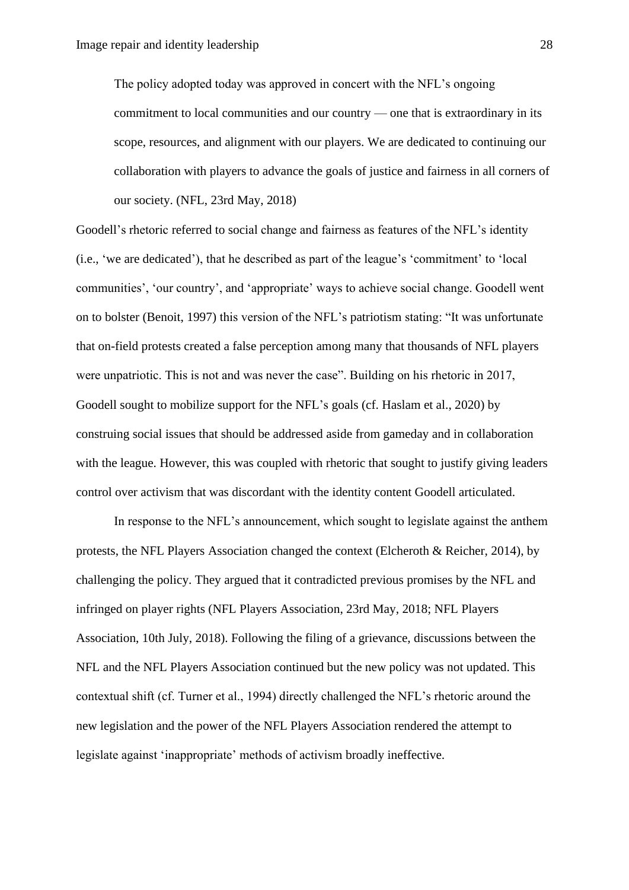> The policy adopted today was approved in concert with the NFL's ongoing commitment to local communities and our country — one that is extraordinary in its scope, resources, and alignment with our players. We are dedicated to continuing our collaboration with players to advance the goals of justice and fairness in all corners of our society. (NFL, 23rd May, 2018)

Goodell's rhetoric referred to social change and fairness as features of the NFL's identity (i.e., 'we are dedicated'), that he described as part of the league's 'commitment' to 'local communities', 'our country', and 'appropriate' ways to achieve social change. Goodell went on to bolster (Benoit, 1997) this version of the NFL's patriotism stating: "It was unfortunate that on-field protests created a false perception among many that thousands of NFL players were unpatriotic. This is not and was never the case". Building on his rhetoric in 2017, Goodell sought to mobilize support for the NFL's goals (cf. Haslam et al., 2020) by construing social issues that should be addressed aside from gameday and in collaboration with the league. However, this was coupled with rhetoric that sought to justify giving leaders control over activism that was discordant with the identity content Goodell articulated.

In response to the NFL's announcement, which sought to legislate against the anthem protests, the NFL Players Association changed the context (Elcheroth & Reicher, 2014), by challenging the policy. They argued that it contradicted previous promises by the NFL and infringed on player rights (NFL Players Association, 23rd May, 2018; NFL Players Association, 10th July, 2018). Following the filing of a grievance, discussions between the NFL and the NFL Players Association continued but the new policy was not updated. This contextual shift (cf. Turner et al., 1994) directly challenged the NFL's rhetoric around the new legislation and the power of the NFL Players Association rendered the attempt to legislate against 'inappropriate' methods of activism broadly ineffective.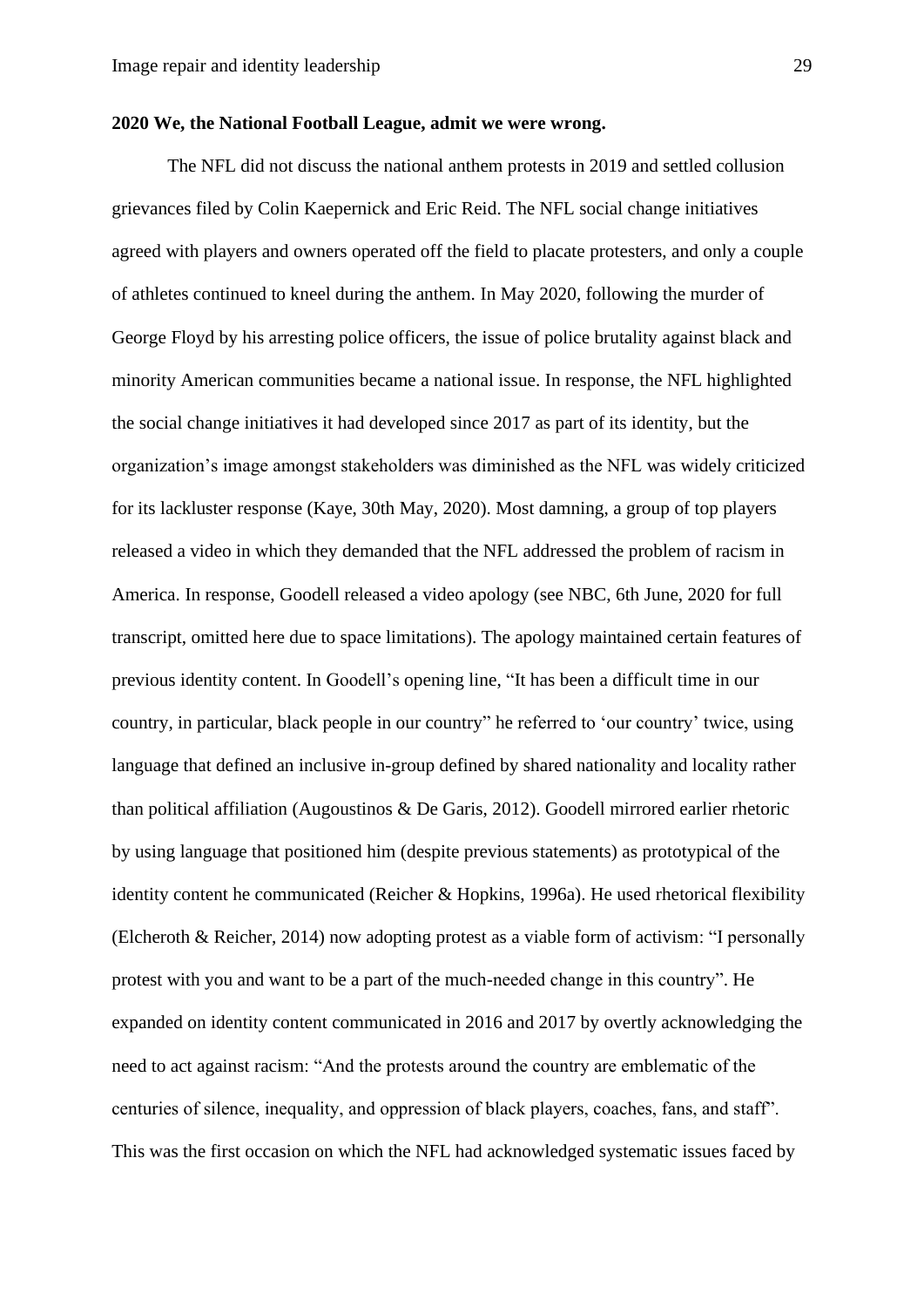**2020 We, the National Football League, admit we were wrong.**

The NFL did not discuss the national anthem protests in 2019 and settled collusion grievances filed by Colin Kaepernick and Eric Reid. The NFL social change initiatives agreed with players and owners operated off the field to placate protesters, and only a couple of athletes continued to kneel during the anthem. In May 2020, following the murder of George Floyd by his arresting police officers, the issue of police brutality against black and minority American communities became a national issue. In response, the NFL highlighted the social change initiatives it had developed since 2017 as part of its identity, but the organization's image amongst stakeholders was diminished as the NFL was widely criticized for its lackluster response (Kaye, 30th May, 2020). Most damning, a group of top players released a video in which they demanded that the NFL addressed the problem of racism in America. In response, Goodell released a video apology (see NBC, 6th June, 2020 for full transcript, omitted here due to space limitations). The apology maintained certain features of previous identity content. In Goodell's opening line, "It has been a difficult time in our country, in particular, black people in our country" he referred to 'our country' twice, using language that defined an inclusive in-group defined by shared nationality and locality rather than political affiliation (Augoustinos & De Garis, 2012). Goodell mirrored earlier rhetoric by using language that positioned him (despite previous statements) as prototypical of the identity content he communicated (Reicher & Hopkins, 1996a). He used rhetorical flexibility (Elcheroth & Reicher, 2014) now adopting protest as a viable form of activism: "I personally protest with you and want to be a part of the much-needed change in this country". He expanded on identity content communicated in 2016 and 2017 by overtly acknowledging the need to act against racism: "And the protests around the country are emblematic of the centuries of silence, inequality, and oppression of black players, coaches, fans, and staff". This was the first occasion on which the NFL had acknowledged systematic issues faced by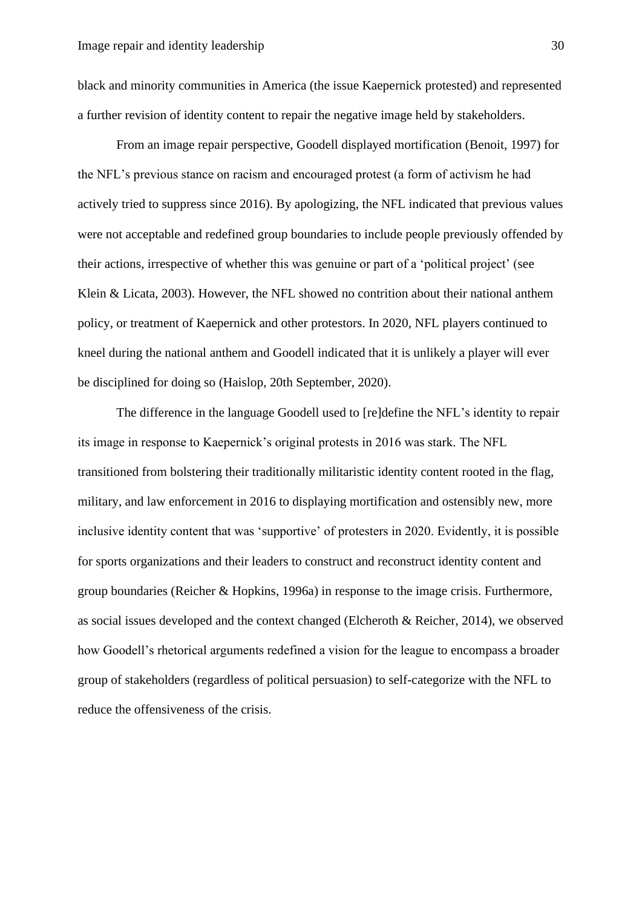black and minority communities in America (the issue Kaepernick protested) and represented a further revision of identity content to repair the negative image held by stakeholders.

From an image repair perspective, Goodell displayed mortification (Benoit, 1997) for the NFL's previous stance on racism and encouraged protest (a form of activism he had actively tried to suppress since 2016). By apologizing, the NFL indicated that previous values were not acceptable and redefined group boundaries to include people previously offended by their actions, irrespective of whether this was genuine or part of a 'political project' (see Klein & Licata, 2003). However, the NFL showed no contrition about their national anthem policy, or treatment of Kaepernick and other protestors. In 2020, NFL players continued to kneel during the national anthem and Goodell indicated that it is unlikely a player will ever be disciplined for doing so (Haislop, 20th September, 2020).

The difference in the language Goodell used to [re]define the NFL's identity to repair its image in response to Kaepernick's original protests in 2016 was stark. The NFL transitioned from bolstering their traditionally militaristic identity content rooted in the flag, military, and law enforcement in 2016 to displaying mortification and ostensibly new, more inclusive identity content that was 'supportive' of protesters in 2020. Evidently, it is possible for sports organizations and their leaders to construct and reconstruct identity content and group boundaries (Reicher & Hopkins, 1996a) in response to the image crisis. Furthermore, as social issues developed and the context changed (Elcheroth & Reicher, 2014), we observed how Goodell's rhetorical arguments redefined a vision for the league to encompass a broader group of stakeholders (regardless of political persuasion) to self-categorize with the NFL to reduce the offensiveness of the crisis.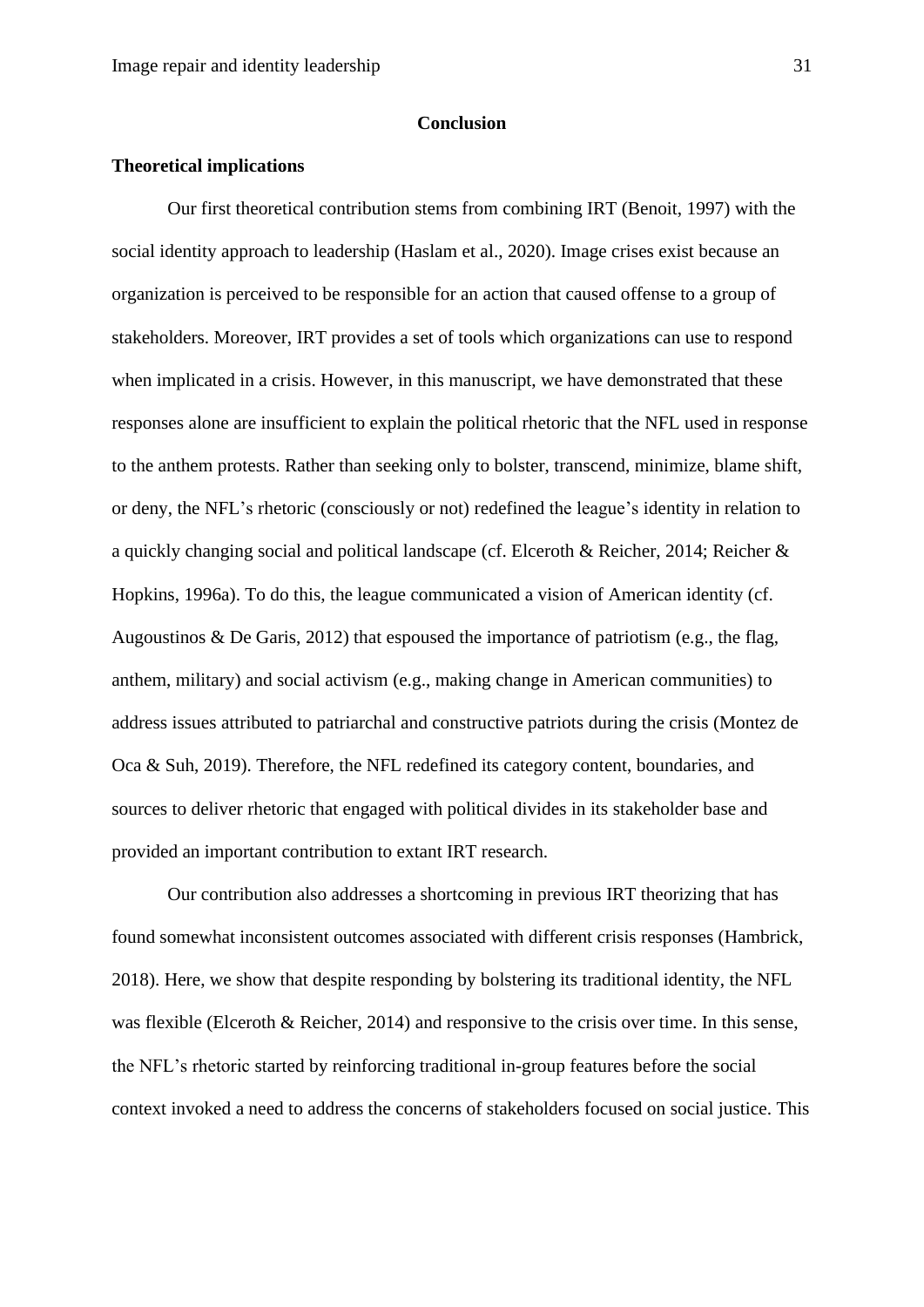## Conclusion

### Theoretical implications

Our first theoretical contribution stems from combining IRT (Benoit, 1997) with the social identity approach to leadership (Haslam et al., 2020). Image crises exist because an organization is perceived to be responsible for an action that caused offense to a group of stakeholders. Moreover, IRT provides a set of tools which organizations can use to respond when implicated in a crisis. However, in this manuscript, we have demonstrated that these responses alone are insufficient to explain the political rhetoric that the NFL used in response to the anthem protests. Rather than seeking only to bolster, transcend, minimize, blame shift, or deny, the NFL's rhetoric (consciously or not) redefined the league's identity in relation to a quickly changing social and political landscape (cf. Elceroth & Reicher, 2014; Reicher & Hopkins, 1996a). To do this, the league communicated a vision of American identity (cf. Augoustinos & De Garis, 2012) that espoused the importance of patriotism (e.g., the flag, anthem, military) and social activism (e.g., making change in American communities) to address issues attributed to patriarchal and constructive patriots during the crisis (Montez de Oca & Suh, 2019). Therefore, the NFL redefined its category content, boundaries, and sources to deliver rhetoric that engaged with political divides in its stakeholder base and provided an important contribution to extant IRT research.

Our contribution also addresses a shortcoming in previous IRT theorizing that has found somewhat inconsistent outcomes associated with different crisis responses (Hambrick, 2018). Here, we show that despite responding by bolstering its traditional identity, the NFL was flexible (Elceroth & Reicher, 2014) and responsive to the crisis over time. In this sense, the NFL's rhetoric started by reinforcing traditional in-group features before the social context invoked a need to address the concerns of stakeholders focused on social justice. This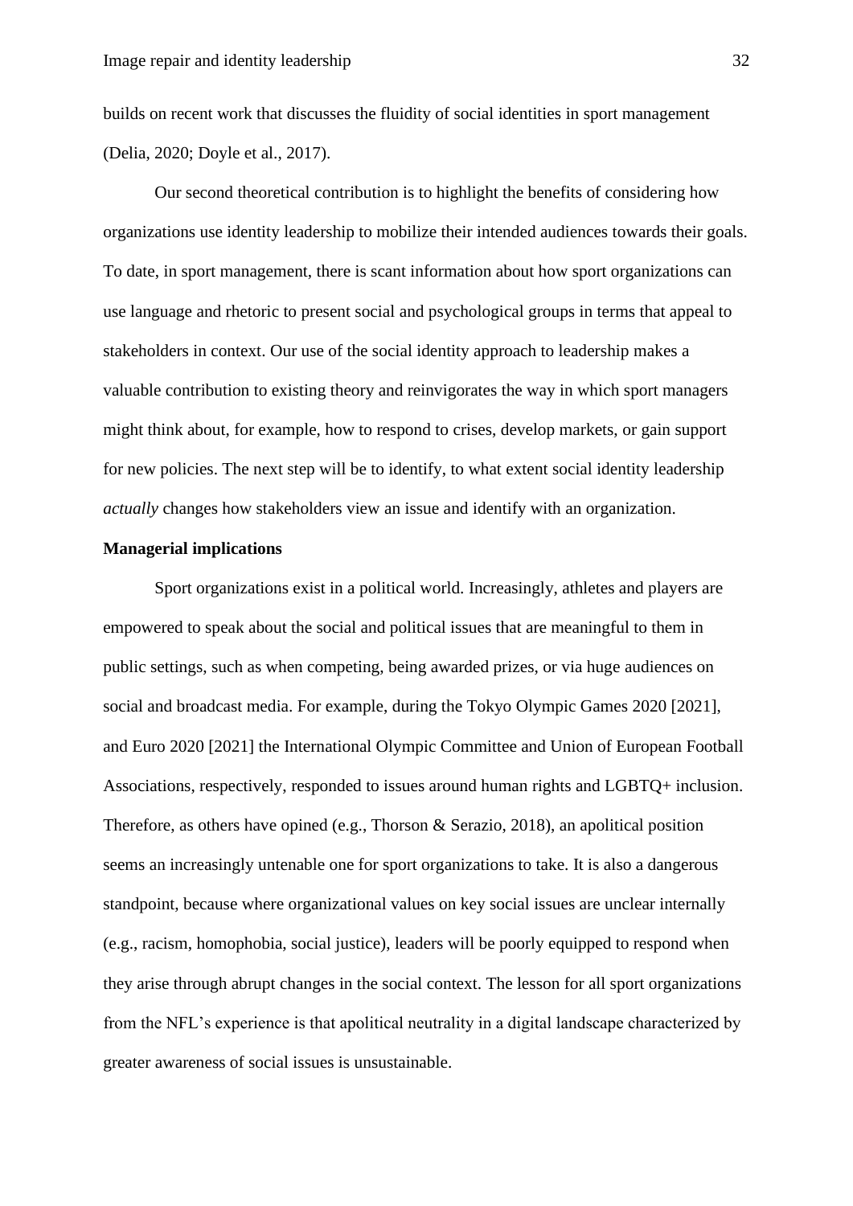builds on recent work that discusses the fluidity of social identities in sport management (Delia, 2020; Doyle et al., 2017).

Our second theoretical contribution is to highlight the benefits of considering how organizations use identity leadership to mobilize their intended audiences towards their goals. To date, in sport management, there is scant information about how sport organizations can use language and rhetoric to present social and psychological groups in terms that appeal to stakeholders in context. Our use of the social identity approach to leadership makes a valuable contribution to existing theory and reinvigorates the way in which sport managers might think about, for example, how to respond to crises, develop markets, or gain support for new policies. The next step will be to identify, to what extent social identity leadership *actually* changes how stakeholders view an issue and identify with an organization.

**Managerial implications**

Sport organizations exist in a political world. Increasingly, athletes and players are empowered to speak about the social and political issues that are meaningful to them in public settings, such as when competing, being awarded prizes, or via huge audiences on social and broadcast media. For example, during the Tokyo Olympic Games 2020 [2021], and Euro 2020 [2021] the International Olympic Committee and Union of European Football Associations, respectively, responded to issues around human rights and LGBTQ+ inclusion. Therefore, as others have opined (e.g., Thorson & Serazio, 2018), an apolitical position seems an increasingly untenable one for sport organizations to take. It is also a dangerous standpoint, because where organizational values on key social issues are unclear internally (e.g., racism, homophobia, social justice), leaders will be poorly equipped to respond when they arise through abrupt changes in the social context. The lesson for all sport organizations from the NFL's experience is that apolitical neutrality in a digital landscape characterized by greater awareness of social issues is unsustainable.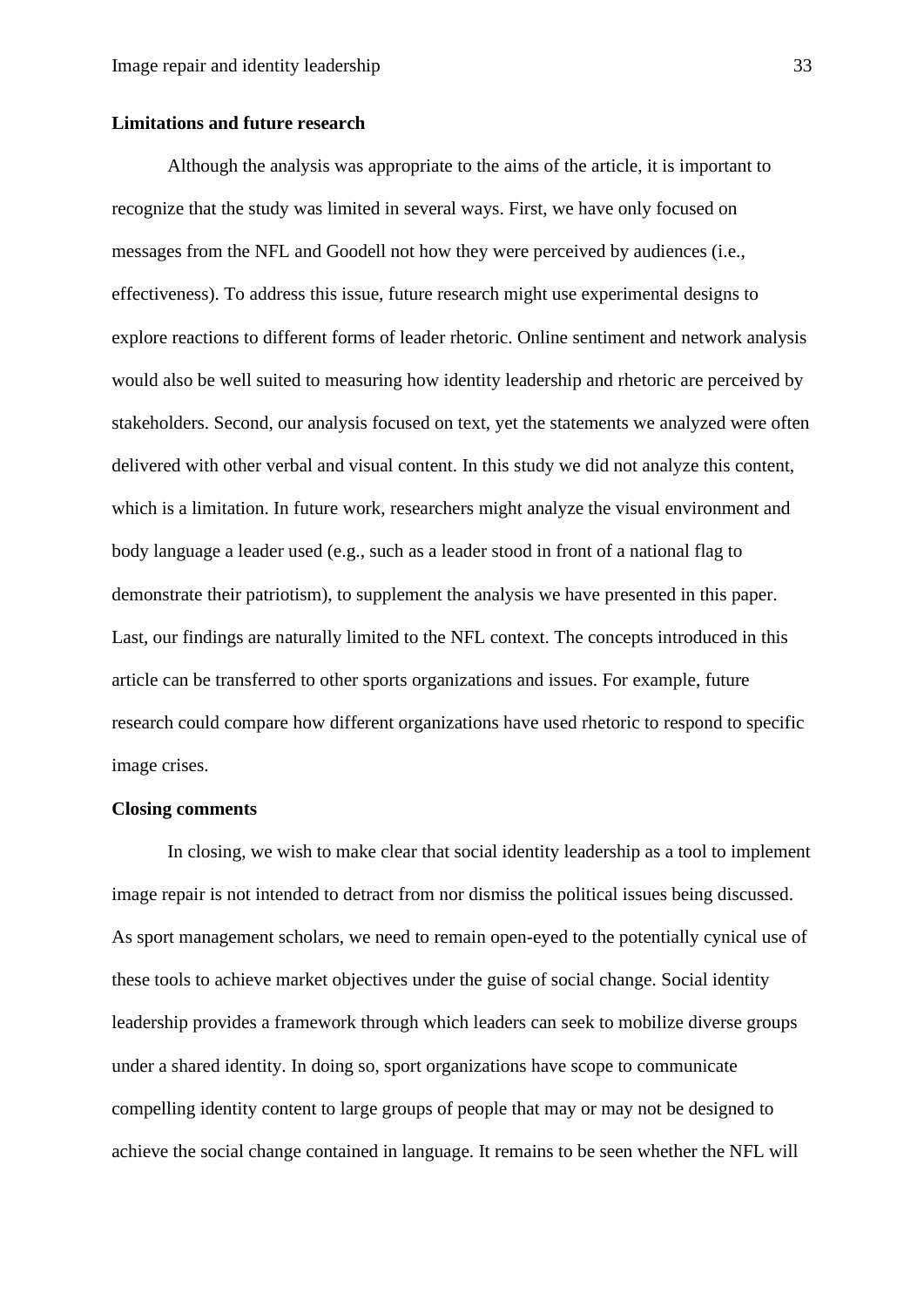**Limitations and future research**

Although the analysis was appropriate to the aims of the article, it is important to recognize that the study was limited in several ways. First, we have only focused on messages from the NFL and Goodell not how they were perceived by audiences (i.e., effectiveness). To address this issue, future research might use experimental designs to explore reactions to different forms of leader rhetoric. Online sentiment and network analysis would also be well suited to measuring how identity leadership and rhetoric are perceived by stakeholders. Second, our analysis focused on text, yet the statements we analyzed were often delivered with other verbal and visual content. In this study we did not analyze this content, which is a limitation. In future work, researchers might analyze the visual environment and body language a leader used (e.g., such as a leader stood in front of a national flag to demonstrate their patriotism), to supplement the analysis we have presented in this paper. Last, our findings are naturally limited to the NFL context. The concepts introduced in this article can be transferred to other sports organizations and issues. For example, future research could compare how different organizations have used rhetoric to respond to specific image crises.

**Closing comments**

In closing, we wish to make clear that social identity leadership as a tool to implement image repair is not intended to detract from nor dismiss the political issues being discussed. As sport management scholars, we need to remain open-eyed to the potentially cynical use of these tools to achieve market objectives under the guise of social change. Social identity leadership provides a framework through which leaders can seek to mobilize diverse groups under a shared identity. In doing so, sport organizations have scope to communicate compelling identity content to large groups of people that may or may not be designed to achieve the social change contained in language. It remains to be seen whether the NFL will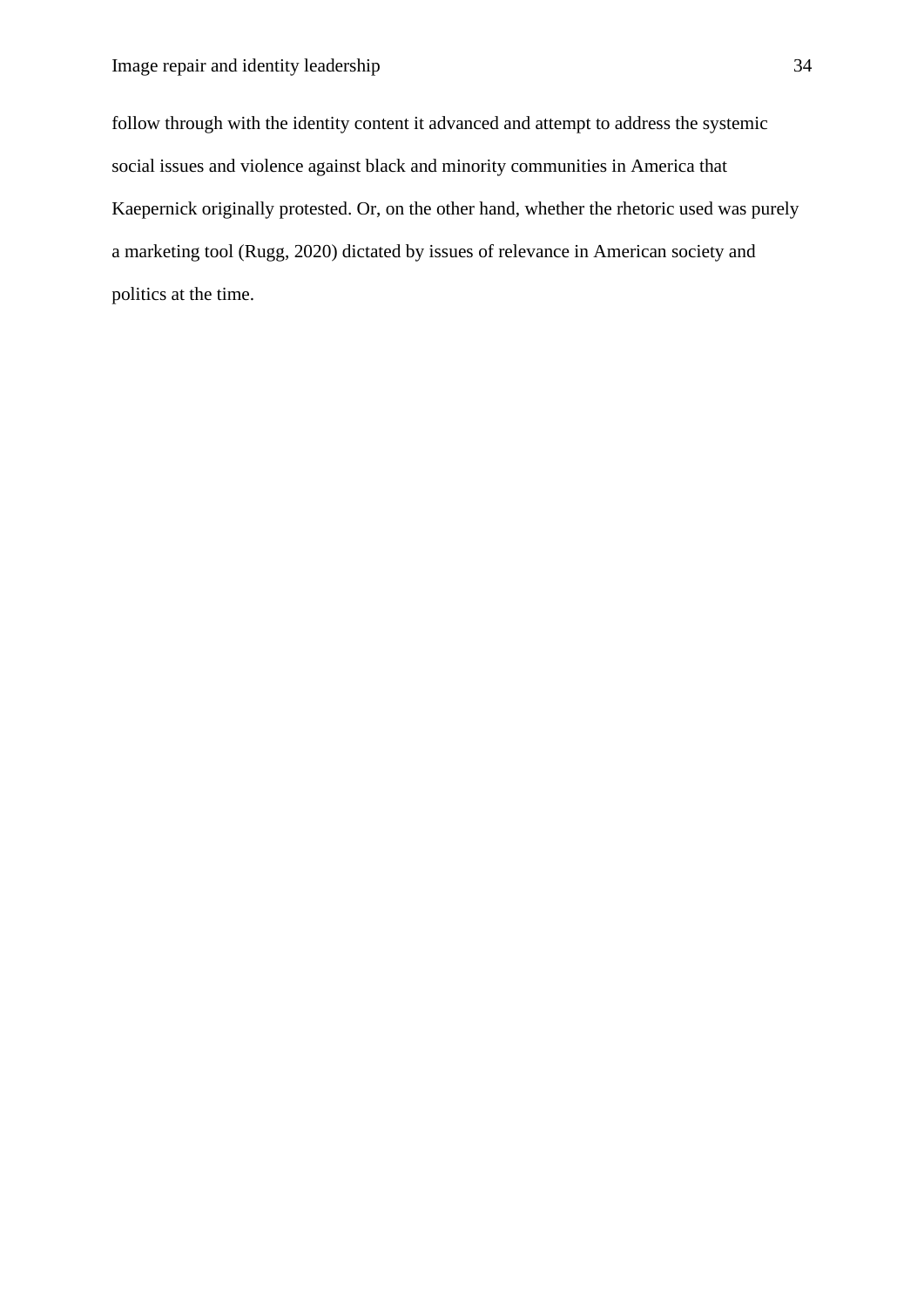follow through with the identity content it advanced and attempt to address the systemic social issues and violence against black and minority communities in America that Kaepernick originally protested. Or, on the other hand, whether the rhetoric used was purely a marketing tool (Rugg, 2020) dictated by issues of relevance in American society and politics at the time.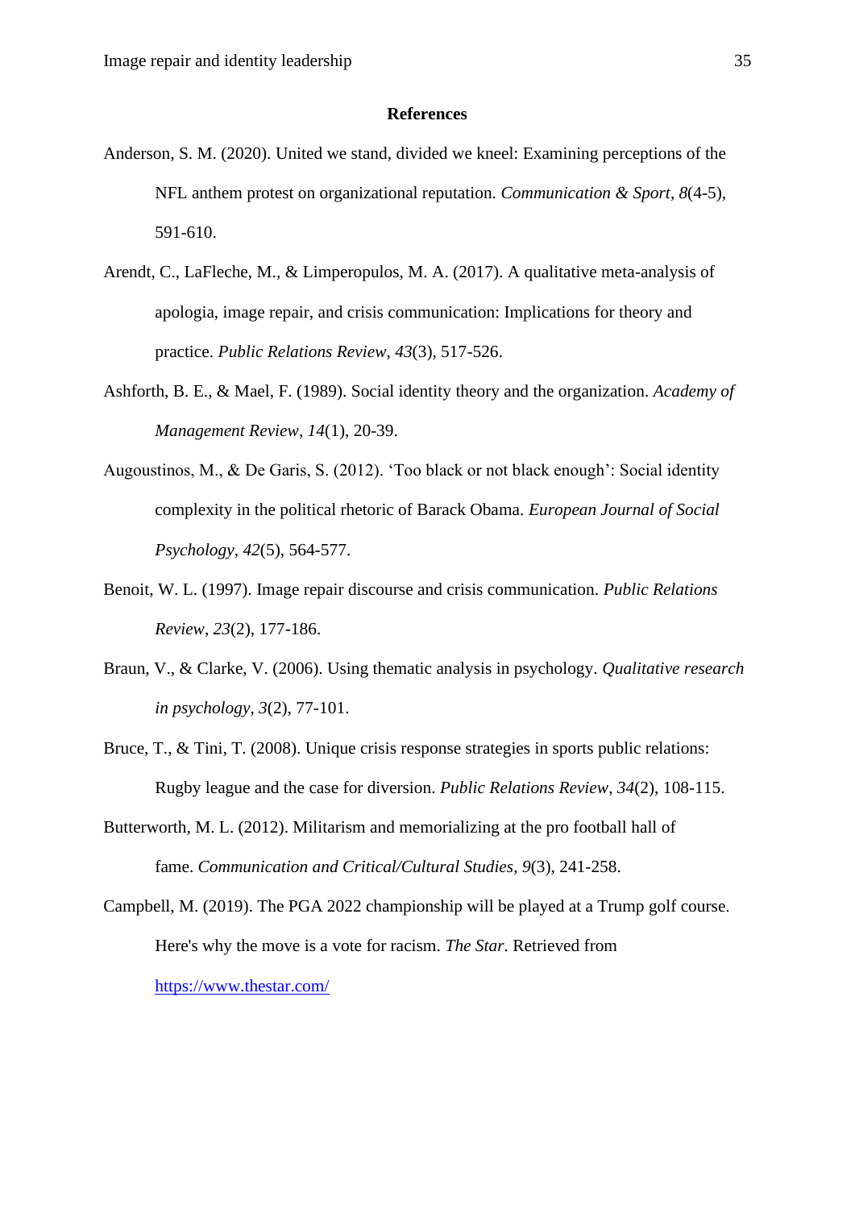## References

Anderson, S. M. (2020). United we stand, divided we kneel: Examining perceptions of the NFL anthem protest on organizational reputation. *Communication & Sport*, *8*(4-5), 591-610.

Arendt, C., LaFleche, M., & Limperopulos, M. A. (2017). A qualitative meta-analysis of apologia, image repair, and crisis communication: Implications for theory and practice. *Public Relations Review*, *43*(3), 517-526.

Ashforth, B. E., & Mael, F. (1989). Social identity theory and the organization. *Academy of Management Review*, *14*(1), 20-39.

Augoustinos, M., & De Garis, S. (2012). 'Too black or not black enough': Social identity complexity in the political rhetoric of Barack Obama. *European Journal of Social Psychology*, *42*(5), 564-577.

Benoit, W. L. (1997). Image repair discourse and crisis communication. *Public Relations Review*, *23*(2), 177-186.

Braun, V., & Clarke, V. (2006). Using thematic analysis in psychology. *Qualitative research in psychology*, *3*(2), 77-101.

Bruce, T., & Tini, T. (2008). Unique crisis response strategies in sports public relations: Rugby league and the case for diversion. *Public Relations Review, 34*(2), 108-115.

Butterworth, M. L. (2012). Militarism and memorializing at the pro football hall of fame. *Communication and Critical/Cultural Studies*, *9*(3), 241-258.

Campbell, M. (2019). The PGA 2022 championship will be played at a Trump golf course. Here's why the move is a vote for racism. *The Star*. Retrieved from https://www.thestar.com/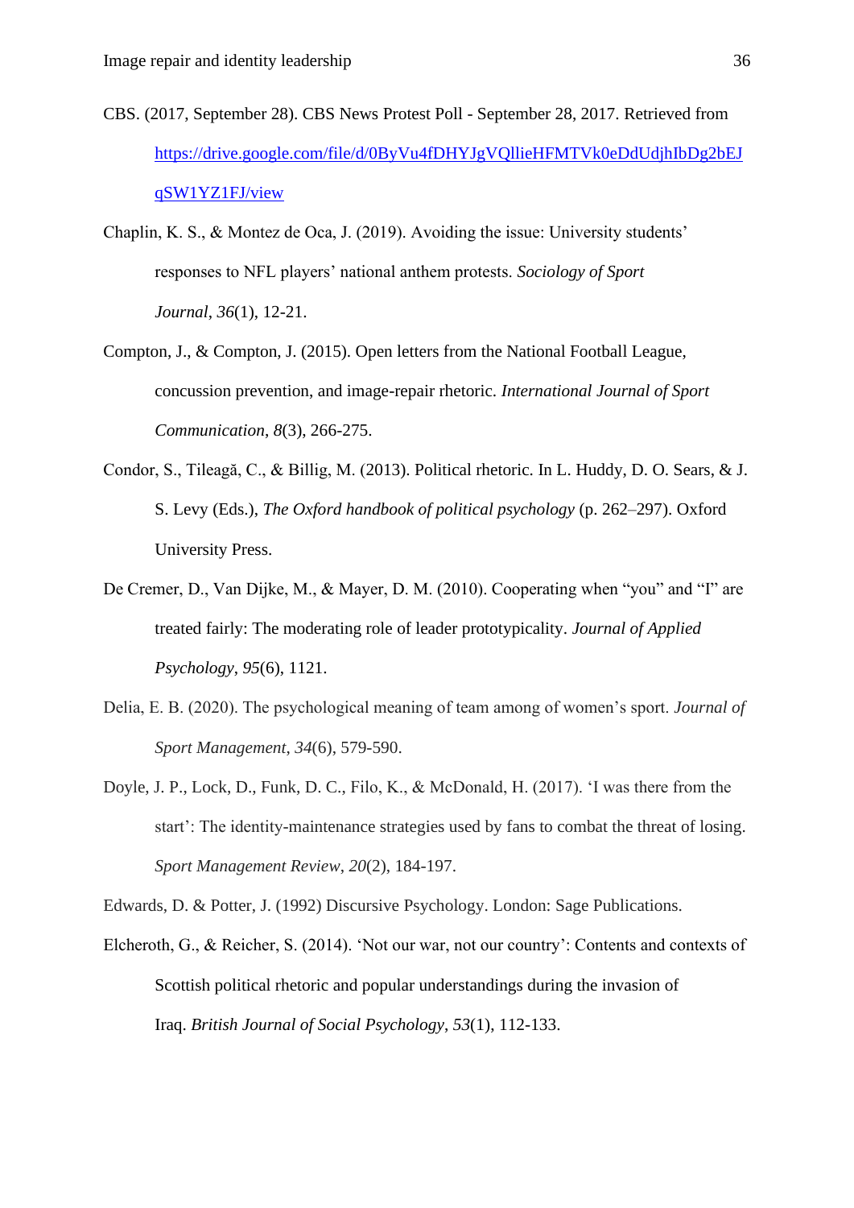CBS. (2017, September 28). CBS News Protest Poll - September 28, 2017. Retrieved from https://drive.google.com/file/d/0ByVu4fDHYJgVQllieHFMTVk0eDdUdjhIbDg2bEJqSW1YZ1FJ/view

Chaplin, K. S., & Montez de Oca, J. (2019). Avoiding the issue: University students' responses to NFL players' national anthem protests. *Sociology of Sport Journal*, *36*(1), 12-21.

Compton, J., & Compton, J. (2015). Open letters from the National Football League, concussion prevention, and image-repair rhetoric. *International Journal of Sport Communication*, *8*(3), 266-275.

Condor, S., Tileagă, C., & Billig, M. (2013). Political rhetoric. In L. Huddy, D. O. Sears, & J. S. Levy (Eds.), *The Oxford handbook of political psychology* (p. 262–297). Oxford University Press.

De Cremer, D., Van Dijke, M., & Mayer, D. M. (2010). Cooperating when "you" and "I" are treated fairly: The moderating role of leader prototypicality. *Journal of Applied Psychology*, *95*(6), 1121.

Delia, E. B. (2020). The psychological meaning of team among of women's sport. *Journal of Sport Management*, *34*(6), 579-590.

Doyle, J. P., Lock, D., Funk, D. C., Filo, K., & McDonald, H. (2017). 'I was there from the start': The identity-maintenance strategies used by fans to combat the threat of losing. *Sport Management Review*, *20*(2), 184-197.

Edwards, D. & Potter, J. (1992) Discursive Psychology. London: Sage Publications.

Elcheroth, G., & Reicher, S. (2014). 'Not our war, not our country': Contents and contexts of Scottish political rhetoric and popular understandings during the invasion of Iraq. *British Journal of Social Psychology*, *53*(1), 112-133.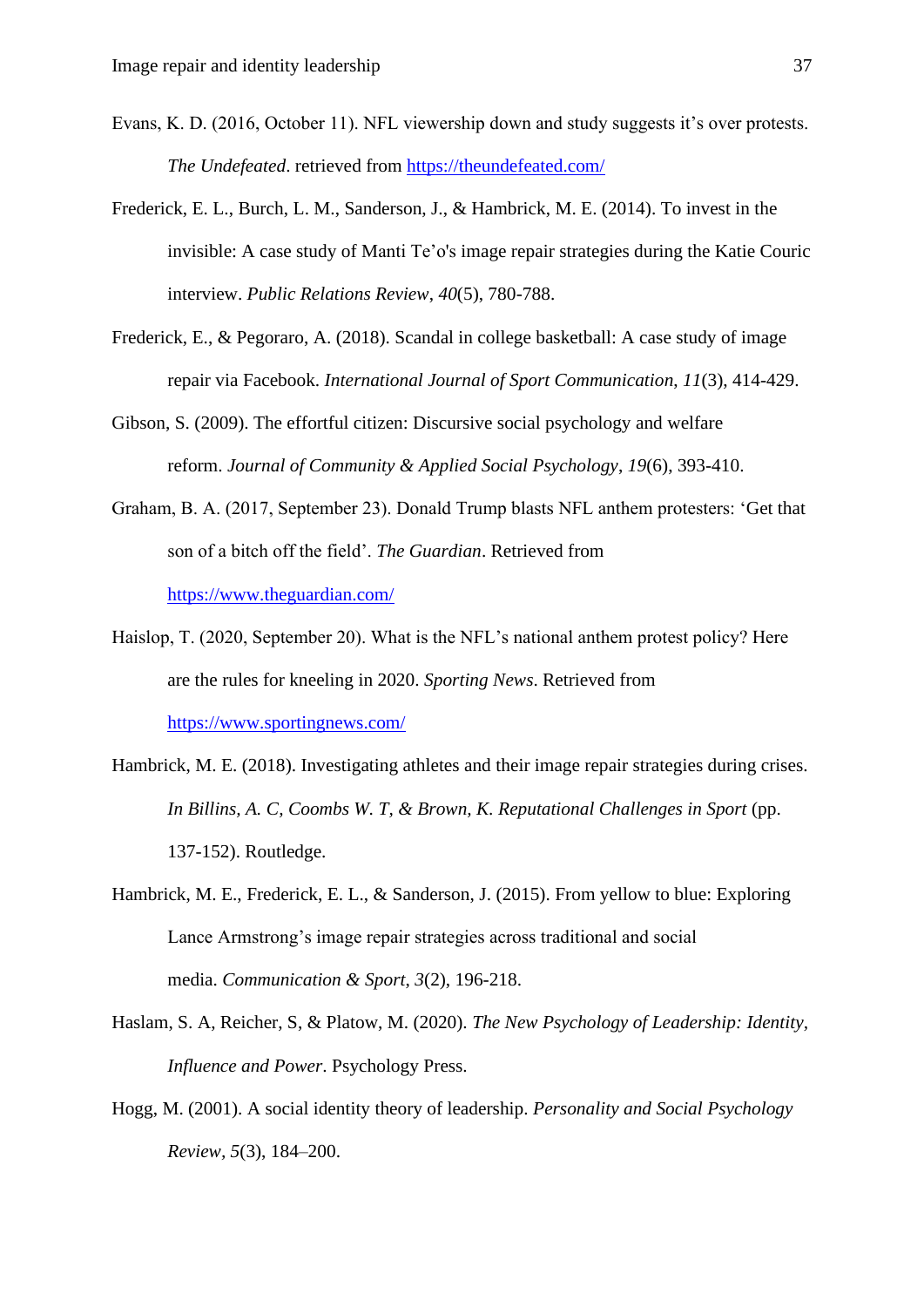Evans, K. D. (2016, October 11). NFL viewership down and study suggests it's over protests. *The Undefeated*. retrieved from https://theundefeated.com/

Frederick, E. L., Burch, L. M., Sanderson, J., & Hambrick, M. E. (2014). To invest in the invisible: A case study of Manti Te'o's image repair strategies during the Katie Couric interview. *Public Relations Review*, *40*(5), 780-788.

Frederick, E., & Pegoraro, A. (2018). Scandal in college basketball: A case study of image repair via Facebook. *International Journal of Sport Communication*, *11*(3), 414-429.

Gibson, S. (2009). The effortful citizen: Discursive social psychology and welfare reform. *Journal of Community & Applied Social Psychology*, *19*(6), 393-410.

Graham, B. A. (2017, September 23). Donald Trump blasts NFL anthem protesters: 'Get that son of a bitch off the field'. *The Guardian*. Retrieved from https://www.theguardian.com/

Haislop, T. (2020, September 20). What is the NFL's national anthem protest policy? Here are the rules for kneeling in 2020. *Sporting News*. Retrieved from https://www.sportingnews.com/

Hambrick, M. E. (2018). Investigating athletes and their image repair strategies during crises. *In Billins, A. C, Coombs W. T, & Brown, K. Reputational Challenges in Sport* (pp. 137-152). Routledge.

Hambrick, M. E., Frederick, E. L., & Sanderson, J. (2015). From yellow to blue: Exploring Lance Armstrong's image repair strategies across traditional and social media. *Communication & Sport*, *3*(2), 196-218.

Haslam, S. A, Reicher, S, & Platow, M. (2020). *The New Psychology of Leadership: Identity, Influence and Power*. Psychology Press.

Hogg, M. (2001). A social identity theory of leadership. *Personality and Social Psychology Review*, *5*(3), 184–200.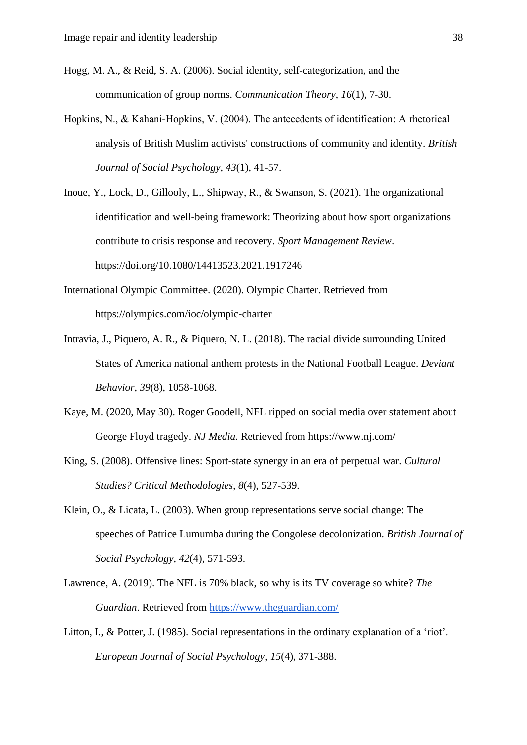Hogg, M. A., & Reid, S. A. (2006). Social identity, self-categorization, and the communication of group norms. *Communication Theory*, *16*(1), 7-30.

Hopkins, N., & Kahani-Hopkins, V. (2004). The antecedents of identification: A rhetorical analysis of British Muslim activists' constructions of community and identity. *British Journal of Social Psychology*, *43*(1), 41-57.

Inoue, Y., Lock, D., Gillooly, L., Shipway, R., & Swanson, S. (2021). The organizational identification and well-being framework: Theorizing about how sport organizations contribute to crisis response and recovery. *Sport Management Review*. https://doi.org/10.1080/14413523.2021.1917246

International Olympic Committee. (2020). Olympic Charter. Retrieved from https://olympics.com/ioc/olympic-charter

Intravia, J., Piquero, A. R., & Piquero, N. L. (2018). The racial divide surrounding United States of America national anthem protests in the National Football League. *Deviant Behavior*, *39*(8), 1058-1068.

Kaye, M. (2020, May 30). Roger Goodell, NFL ripped on social media over statement about George Floyd tragedy. *NJ Media.* Retrieved from https://www.nj.com/

King, S. (2008). Offensive lines: Sport-state synergy in an era of perpetual war. *Cultural Studies? Critical Methodologies*, *8*(4), 527-539.

Klein, O., & Licata, L. (2003). When group representations serve social change: The speeches of Patrice Lumumba during the Congolese decolonization. *British Journal of Social Psychology*, *42*(4), 571-593.

Lawrence, A. (2019). The NFL is 70% black, so why is its TV coverage so white? *The Guardian*. Retrieved from https://www.theguardian.com/

Litton, I., & Potter, J. (1985). Social representations in the ordinary explanation of a 'riot'. *European Journal of Social Psychology*, *15*(4), 371-388.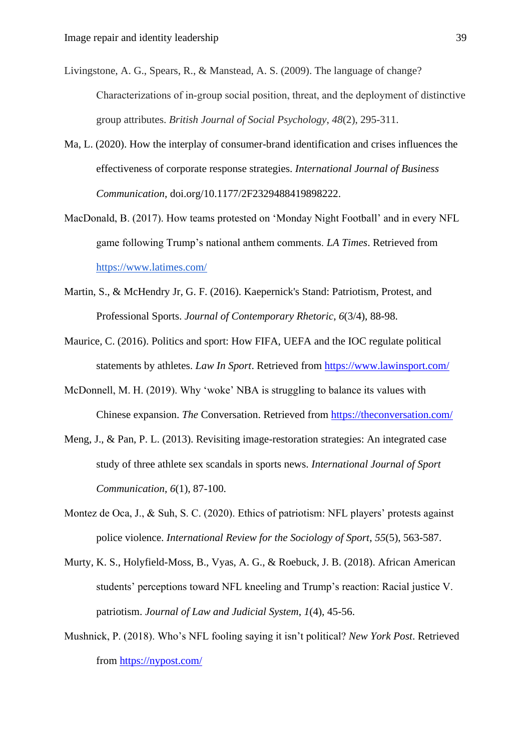Livingstone, A. G., Spears, R., & Manstead, A. S. (2009). The language of change? Characterizations of in-group social position, threat, and the deployment of distinctive group attributes. *British Journal of Social Psychology*, *48*(2), 295-311.

Ma, L. (2020). How the interplay of consumer-brand identification and crises influences the effectiveness of corporate response strategies. *International Journal of Business Communication*, doi.org/10.1177/2F2329488419898222.

MacDonald, B. (2017). How teams protested on 'Monday Night Football' and in every NFL game following Trump's national anthem comments. *LA Times*. Retrieved from https://www.latimes.com/

Martin, S., & McHendry Jr, G. F. (2016). Kaepernick's Stand: Patriotism, Protest, and Professional Sports. *Journal of Contemporary Rhetoric*, *6*(3/4), 88-98.

Maurice, C. (2016). Politics and sport: How FIFA, UEFA and the IOC regulate political statements by athletes. *Law In Sport*. Retrieved from https://www.lawinsport.com/

McDonnell, M. H. (2019). Why 'woke' NBA is struggling to balance its values with Chinese expansion. *The* Conversation. Retrieved from https://theconversation.com/

Meng, J., & Pan, P. L. (2013). Revisiting image-restoration strategies: An integrated case study of three athlete sex scandals in sports news. *International Journal of Sport Communication*, *6*(1), 87-100.

Montez de Oca, J., & Suh, S. C. (2020). Ethics of patriotism: NFL players' protests against police violence. *International Review for the Sociology of Sport*, *55*(5), 563-587.

Murty, K. S., Holyfield-Moss, B., Vyas, A. G., & Roebuck, J. B. (2018). African American students' perceptions toward NFL kneeling and Trump's reaction: Racial justice V. patriotism. *Journal of Law and Judicial System*, *1*(4), 45-56.

Mushnick, P. (2018). Who's NFL fooling saying it isn't political? *New York Post*. Retrieved from https://nypost.com/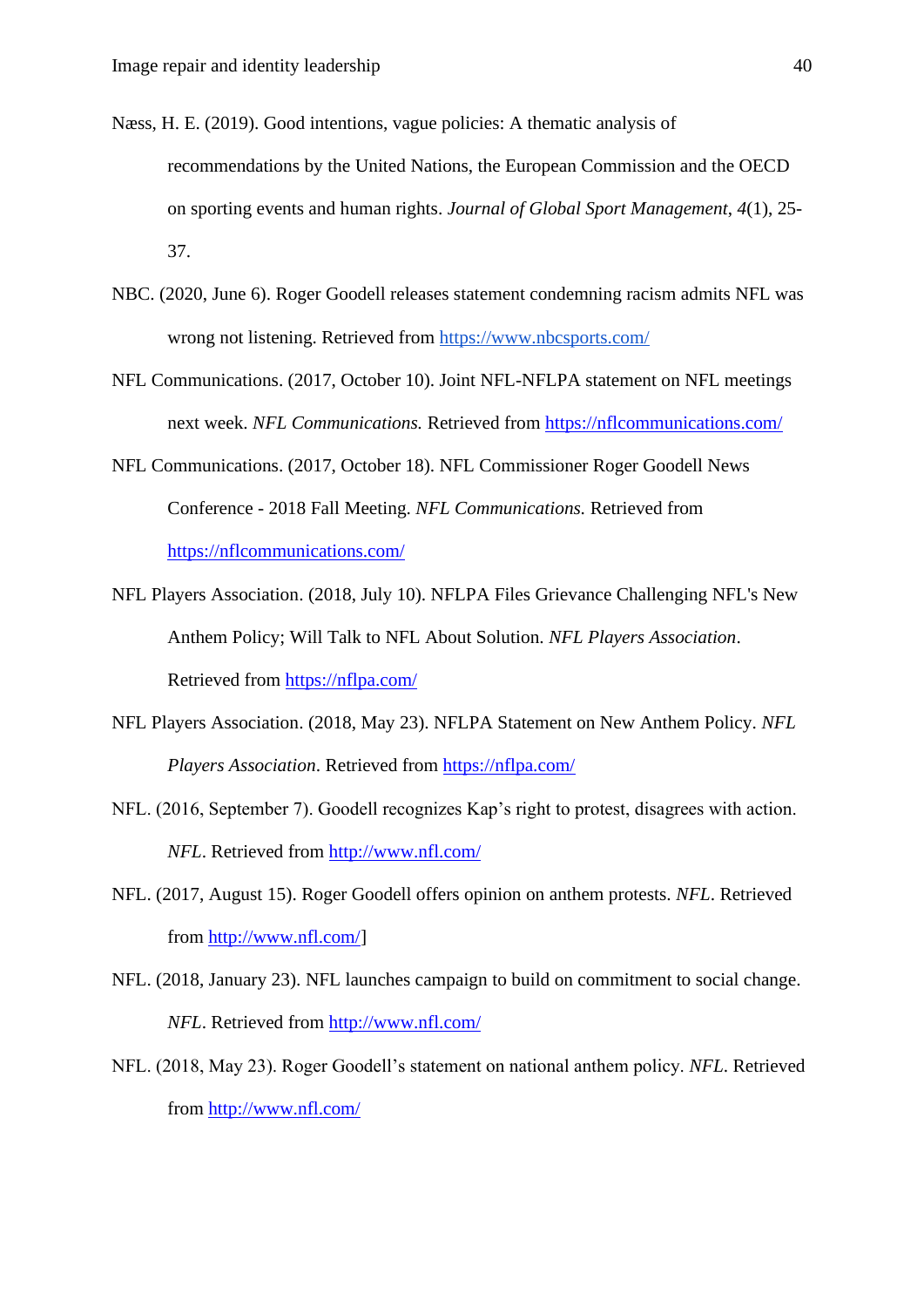Næss, H. E. (2019). Good intentions, vague policies: A thematic analysis of recommendations by the United Nations, the European Commission and the OECD on sporting events and human rights. *Journal of Global Sport Management*, *4*(1), 25-37.

NBC. (2020, June 6). Roger Goodell releases statement condemning racism admits NFL was wrong not listening. Retrieved from https://www.nbcsports.com/

NFL Communications. (2017, October 10). Joint NFL-NFLPA statement on NFL meetings next week. *NFL Communications.* Retrieved from https://nflcommunications.com/

NFL Communications. (2017, October 18). NFL Commissioner Roger Goodell News Conference - 2018 Fall Meeting. *NFL Communications.* Retrieved from https://nflcommunications.com/

NFL Players Association. (2018, July 10). NFLPA Files Grievance Challenging NFL's New Anthem Policy; Will Talk to NFL About Solution. *NFL Players Association*. Retrieved from https://nflpa.com/

NFL Players Association. (2018, May 23). NFLPA Statement on New Anthem Policy. *NFL Players Association*. Retrieved from https://nflpa.com/

NFL. (2016, September 7). Goodell recognizes Kap's right to protest, disagrees with action. *NFL*. Retrieved from http://www.nfl.com/

NFL. (2017, August 15). Roger Goodell offers opinion on anthem protests. *NFL*. Retrieved from http://www.nfl.com/]

NFL. (2018, January 23). NFL launches campaign to build on commitment to social change. *NFL*. Retrieved from http://www.nfl.com/

NFL. (2018, May 23). Roger Goodell's statement on national anthem policy. *NFL*. Retrieved from http://www.nfl.com/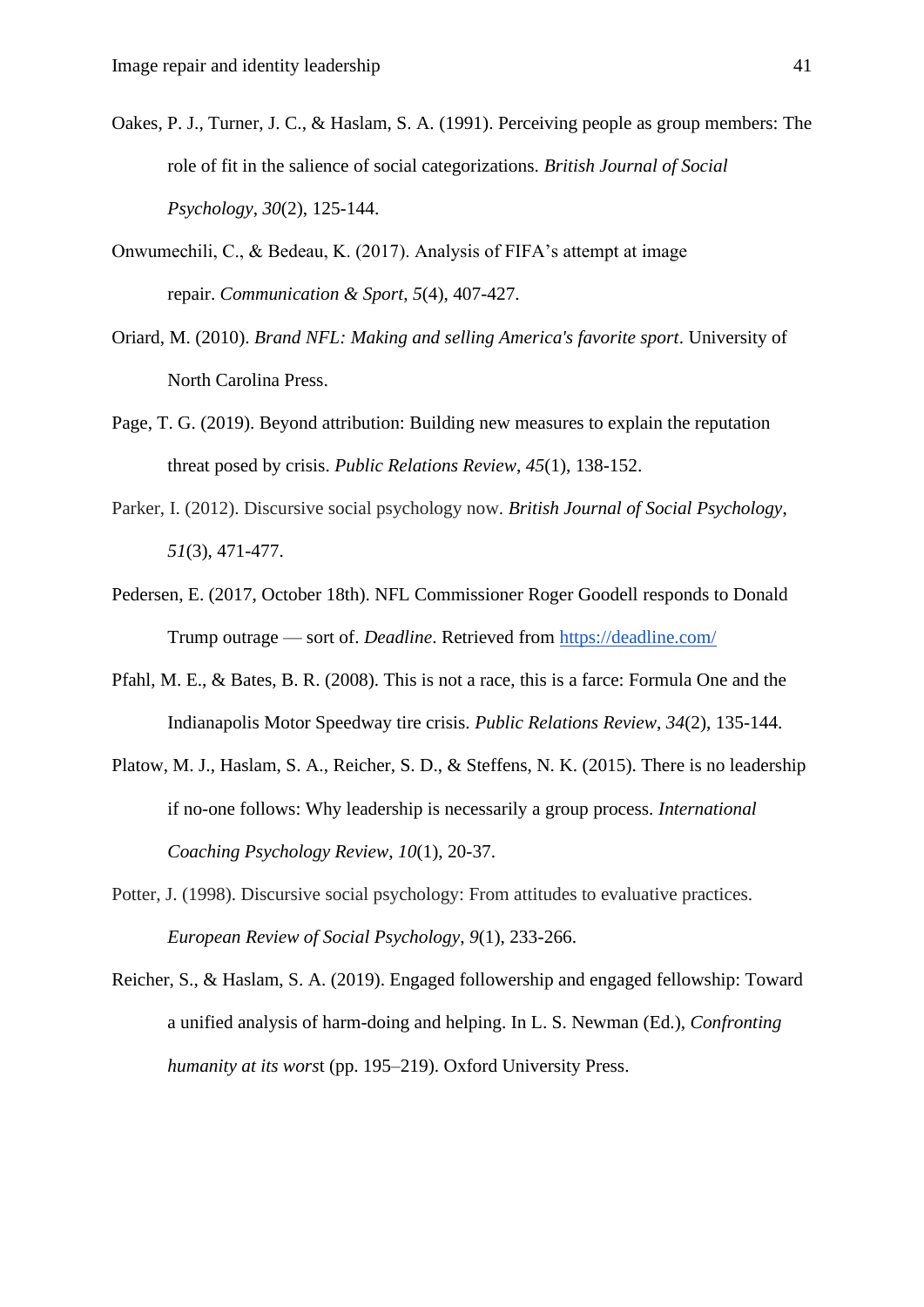Oakes, P. J., Turner, J. C., & Haslam, S. A. (1991). Perceiving people as group members: The role of fit in the salience of social categorizations. *British Journal of Social Psychology*, *30*(2), 125-144.

Onwumechili, C., & Bedeau, K. (2017). Analysis of FIFA's attempt at image repair. *Communication & Sport*, *5*(4), 407-427.

Oriard, M. (2010). *Brand NFL: Making and selling America's favorite sport*. University of North Carolina Press.

Page, T. G. (2019). Beyond attribution: Building new measures to explain the reputation threat posed by crisis. *Public Relations Review*, *45*(1), 138-152.

Parker, I. (2012). Discursive social psychology now. *British Journal of Social Psychology*, *51*(3), 471-477.

Pedersen, E. (2017, October 18th). NFL Commissioner Roger Goodell responds to Donald Trump outrage — sort of. *Deadline*. Retrieved from https://deadline.com/

Pfahl, M. E., & Bates, B. R. (2008). This is not a race, this is a farce: Formula One and the Indianapolis Motor Speedway tire crisis. *Public Relations Review*, *34*(2), 135-144.

Platow, M. J., Haslam, S. A., Reicher, S. D., & Steffens, N. K. (2015). There is no leadership if no-one follows: Why leadership is necessarily a group process. *International Coaching Psychology Review*, *10*(1), 20-37.

Potter, J. (1998). Discursive social psychology: From attitudes to evaluative practices. *European Review of Social Psychology*, *9*(1), 233-266.

Reicher, S., & Haslam, S. A. (2019). Engaged followership and engaged fellowship: Toward a unified analysis of harm-doing and helping. In L. S. Newman (Ed.), *Confronting humanity at its worst* (pp. 195–219). Oxford University Press.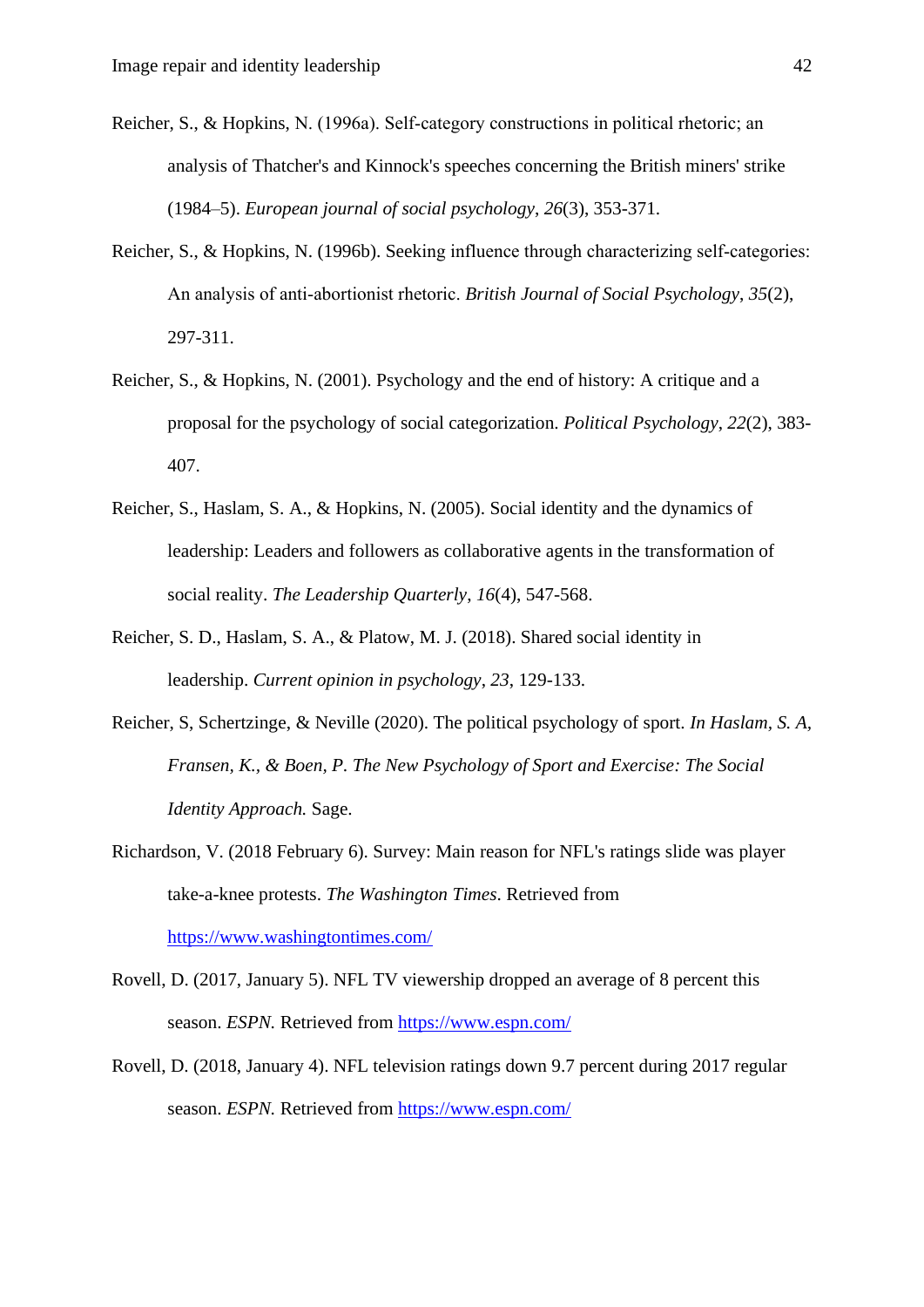Reicher, S., & Hopkins, N. (1996a). Self-category constructions in political rhetoric; an analysis of Thatcher's and Kinnock's speeches concerning the British miners' strike (1984–5). *European journal of social psychology*, *26*(3), 353-371.

Reicher, S., & Hopkins, N. (1996b). Seeking influence through characterizing self-categories: An analysis of anti-abortionist rhetoric. *British Journal of Social Psychology*, *35*(2), 297-311.

Reicher, S., & Hopkins, N. (2001). Psychology and the end of history: A critique and a proposal for the psychology of social categorization. *Political Psychology*, *22*(2), 383-407.

Reicher, S., Haslam, S. A., & Hopkins, N. (2005). Social identity and the dynamics of leadership: Leaders and followers as collaborative agents in the transformation of social reality. *The Leadership Quarterly*, *16*(4), 547-568.

Reicher, S. D., Haslam, S. A., & Platow, M. J. (2018). Shared social identity in leadership. *Current opinion in psychology*, *23*, 129-133.

Reicher, S, Schertzinge, & Neville (2020). The political psychology of sport. *In Haslam, S. A, Fransen, K., & Boen, P. The New Psychology of Sport and Exercise: The Social Identity Approach.* Sage.

Richardson, V. (2018 February 6). Survey: Main reason for NFL's ratings slide was player take-a-knee protests. *The Washington Times*. Retrieved from https://www.washingtontimes.com/

Rovell, D. (2017, January 5). NFL TV viewership dropped an average of 8 percent this season. *ESPN.* Retrieved from https://www.espn.com/

Rovell, D. (2018, January 4). NFL television ratings down 9.7 percent during 2017 regular season. *ESPN.* Retrieved from https://www.espn.com/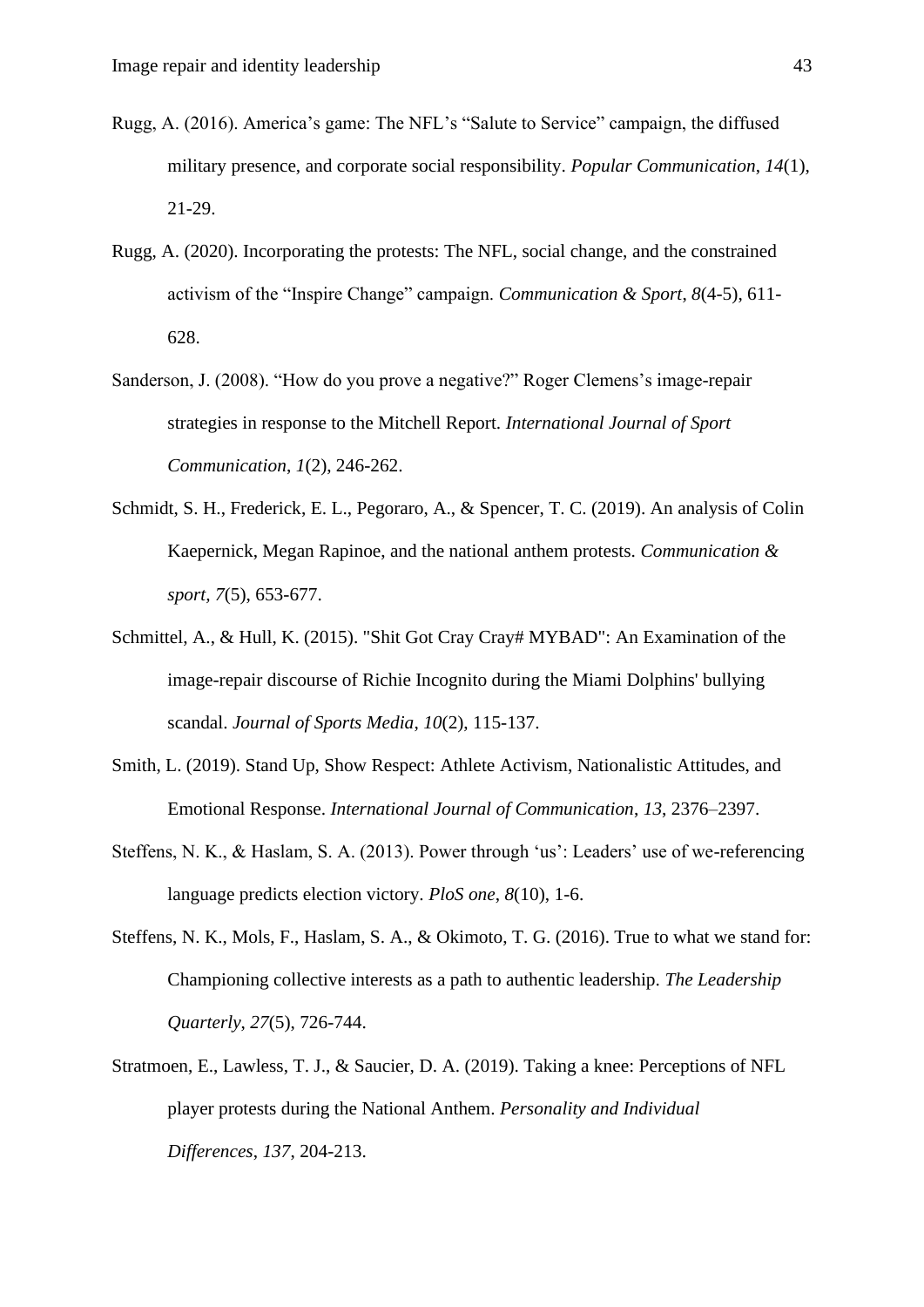Rugg, A. (2016). America's game: The NFL's "Salute to Service" campaign, the diffused military presence, and corporate social responsibility. *Popular Communication*, *14*(1), 21-29.

Rugg, A. (2020). Incorporating the protests: The NFL, social change, and the constrained activism of the "Inspire Change" campaign. *Communication & Sport*, *8*(4-5), 611-628.

Sanderson, J. (2008). "How do you prove a negative?" Roger Clemens's image-repair strategies in response to the Mitchell Report. *International Journal of Sport Communication*, *1*(2), 246-262.

Schmidt, S. H., Frederick, E. L., Pegoraro, A., & Spencer, T. C. (2019). An analysis of Colin Kaepernick, Megan Rapinoe, and the national anthem protests. *Communication & sport*, *7*(5), 653-677.

Schmittel, A., & Hull, K. (2015). "Shit Got Cray Cray# MYBAD": An Examination of the image-repair discourse of Richie Incognito during the Miami Dolphins' bullying scandal. *Journal of Sports Media*, *10*(2), 115-137.

Smith, L. (2019). Stand Up, Show Respect: Athlete Activism, Nationalistic Attitudes, and Emotional Response. *International Journal of Communication*, *13*, 2376–2397.

Steffens, N. K., & Haslam, S. A. (2013). Power through 'us': Leaders' use of we-referencing language predicts election victory. *PloS one*, *8*(10), 1-6.

Steffens, N. K., Mols, F., Haslam, S. A., & Okimoto, T. G. (2016). True to what we stand for: Championing collective interests as a path to authentic leadership. *The Leadership Quarterly*, *27*(5), 726-744.

Stratmoen, E., Lawless, T. J., & Saucier, D. A. (2019). Taking a knee: Perceptions of NFL player protests during the National Anthem. *Personality and Individual Differences*, *137*, 204-213.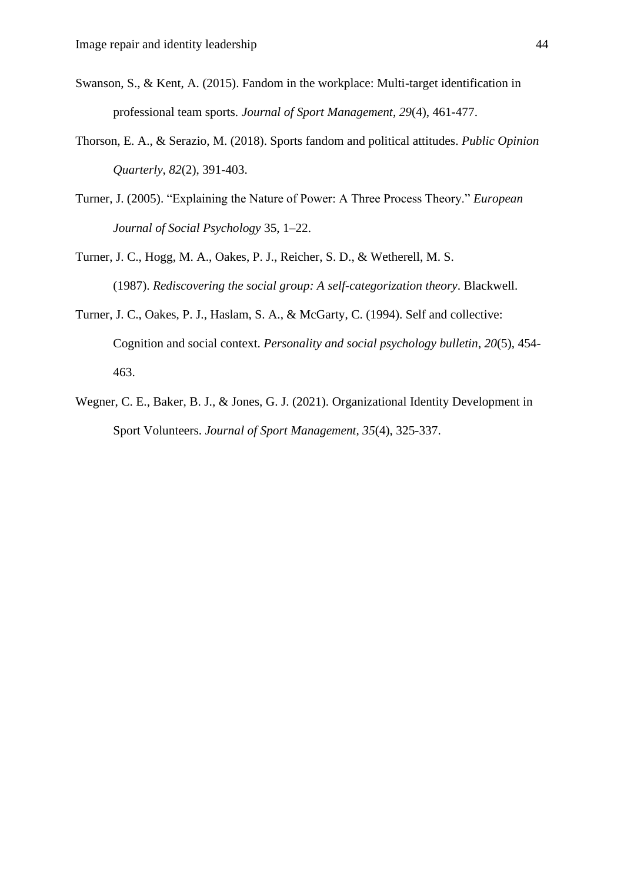Swanson, S., & Kent, A. (2015). Fandom in the workplace: Multi-target identification in professional team sports. *Journal of Sport Management*, *29*(4), 461-477.

Thorson, E. A., & Serazio, M. (2018). Sports fandom and political attitudes. *Public Opinion Quarterly*, *82*(2), 391-403.

Turner, J. (2005). "Explaining the Nature of Power: A Three Process Theory." *European Journal of Social Psychology* 35, 1–22.

Turner, J. C., Hogg, M. A., Oakes, P. J., Reicher, S. D., & Wetherell, M. S. (1987). *Rediscovering the social group: A self-categorization theory*. Blackwell.

Turner, J. C., Oakes, P. J., Haslam, S. A., & McGarty, C. (1994). Self and collective: Cognition and social context. *Personality and social psychology bulletin*, *20*(5), 454-463.

Wegner, C. E., Baker, B. J., & Jones, G. J. (2021). Organizational Identity Development in Sport Volunteers. *Journal of Sport Management*, *35*(4), 325-337.